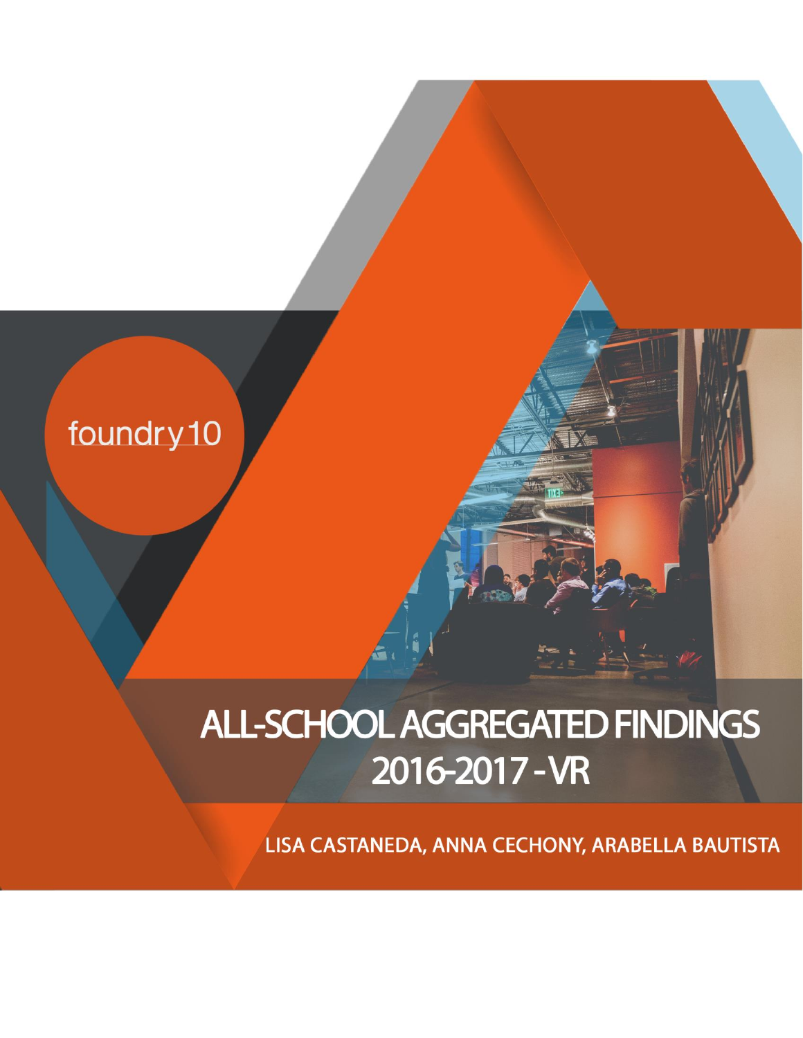foundry10

# ALL-SCHOOL AGGREGATED FINDINGS 2016-2017 - VR

LISA CASTANEDA, ANNA CECHONY, ARABELLA BAUTISTA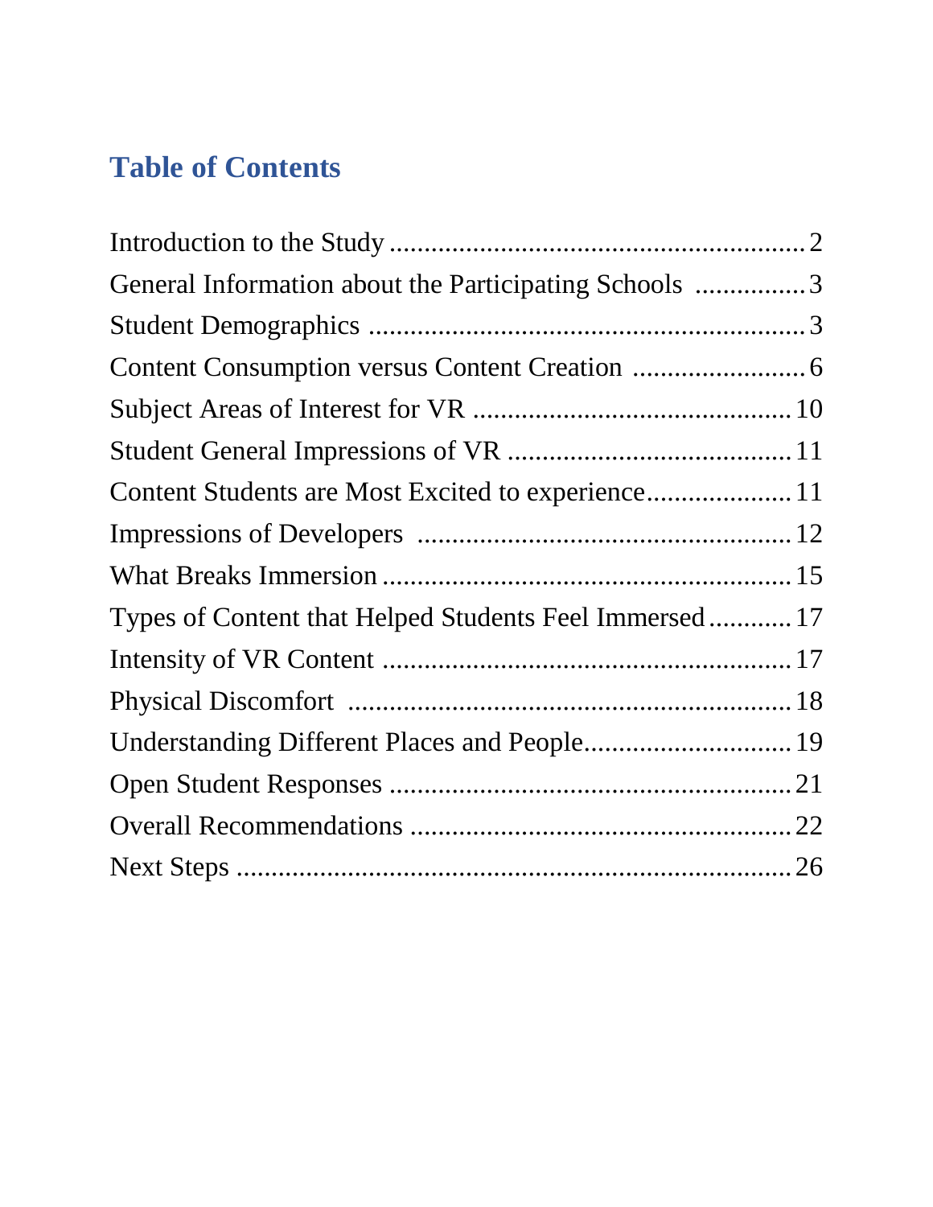# Table of Contents

Introduction to the Study ........................................................ 2
General Information about the Participating Schools ................ 3
Student Demographics ............................................................ 3
Content Consumption versus Content Creation ......................... 6
Subject Areas of Interest for VR ............................................. 10
Student General Impressions of VR ........................................ 11
Content Students are Most Excited to experience..................... 11
Impressions of Developers ..................................................... 12
What Breaks Immersion .......................................................... 15
Types of Content that Helped Students Feel Immersed ............ 17
Intensity of VR Content .......................................................... 17
Physical Discomfort ............................................................... 18
Understanding Different Places and People............................. 19
Open Student Responses ......................................................... 21
Overall Recommendations ...................................................... 22
Next Steps ............................................................................... 26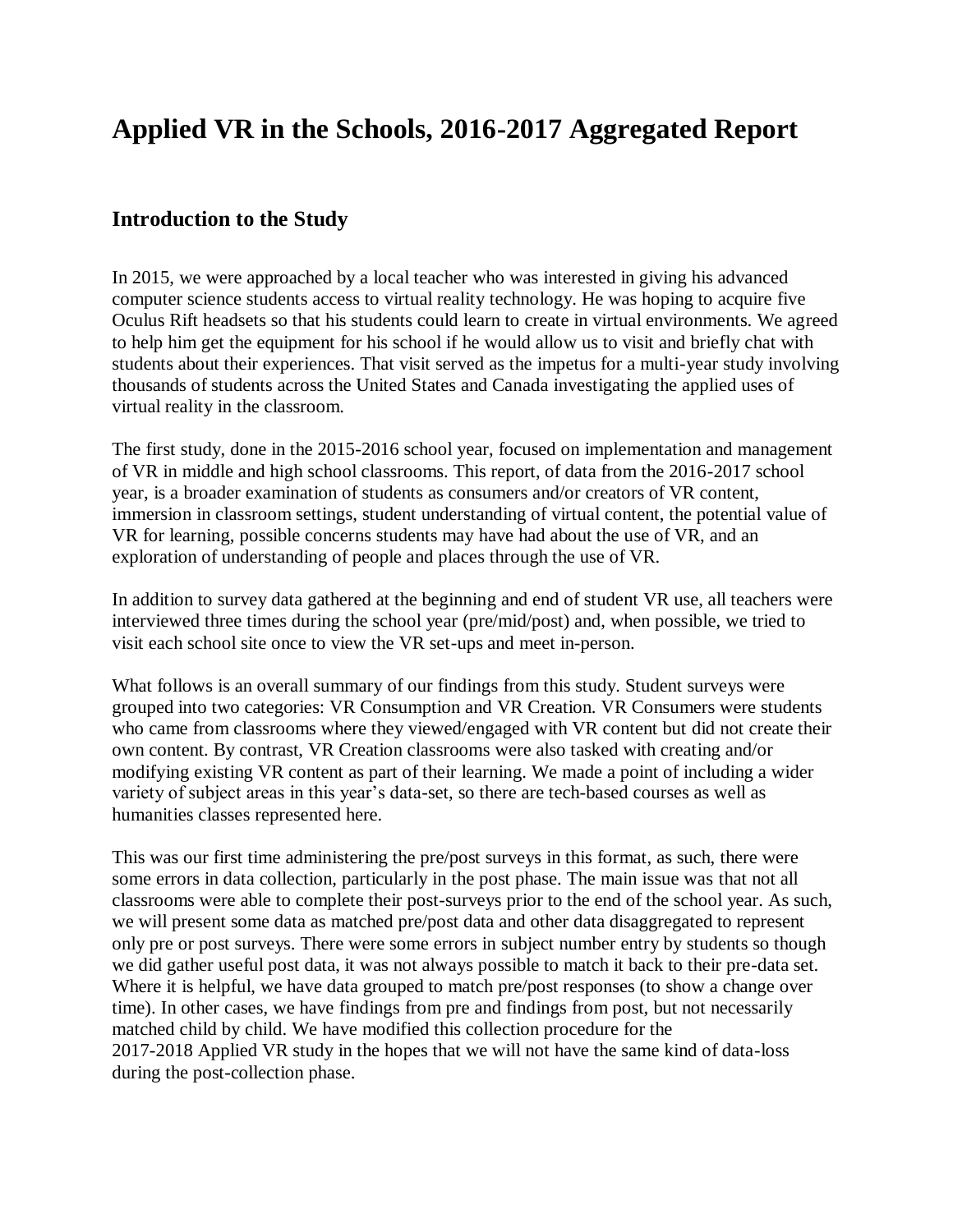# Applied VR in the Schools, 2016-2017 Aggregated Report

## Introduction to the Study

In 2015, we were approached by a local teacher who was interested in giving his advanced computer science students access to virtual reality technology. He was hoping to acquire five Oculus Rift headsets so that his students could learn to create in virtual environments. We agreed to help him get the equipment for his school if he would allow us to visit and briefly chat with students about their experiences. That visit served as the impetus for a multi-year study involving thousands of students across the United States and Canada investigating the applied uses of virtual reality in the classroom.

The first study, done in the 2015-2016 school year, focused on implementation and management of VR in middle and high school classrooms. This report, of data from the 2016-2017 school year, is a broader examination of students as consumers and/or creators of VR content, immersion in classroom settings, student understanding of virtual content, the potential value of VR for learning, possible concerns students may have had about the use of VR, and an exploration of understanding of people and places through the use of VR.

In addition to survey data gathered at the beginning and end of student VR use, all teachers were interviewed three times during the school year (pre/mid/post) and, when possible, we tried to visit each school site once to view the VR set-ups and meet in-person.

What follows is an overall summary of our findings from this study. Student surveys were grouped into two categories: VR Consumption and VR Creation. VR Consumers were students who came from classrooms where they viewed/engaged with VR content but did not create their own content. By contrast, VR Creation classrooms were also tasked with creating and/or modifying existing VR content as part of their learning. We made a point of including a wider variety of subject areas in this year's data-set, so there are tech-based courses as well as humanities classes represented here.

This was our first time administering the pre/post surveys in this format, as such, there were some errors in data collection, particularly in the post phase. The main issue was that not all classrooms were able to complete their post-surveys prior to the end of the school year. As such, we will present some data as matched pre/post data and other data disaggregated to represent only pre or post surveys. There were some errors in subject number entry by students so though we did gather useful post data, it was not always possible to match it back to their pre-data set. Where it is helpful, we have data grouped to match pre/post responses (to show a change over time). In other cases, we have findings from pre and findings from post, but not necessarily matched child by child. We have modified this collection procedure for the 2017-2018 Applied VR study in the hopes that we will not have the same kind of data-loss during the post-collection phase.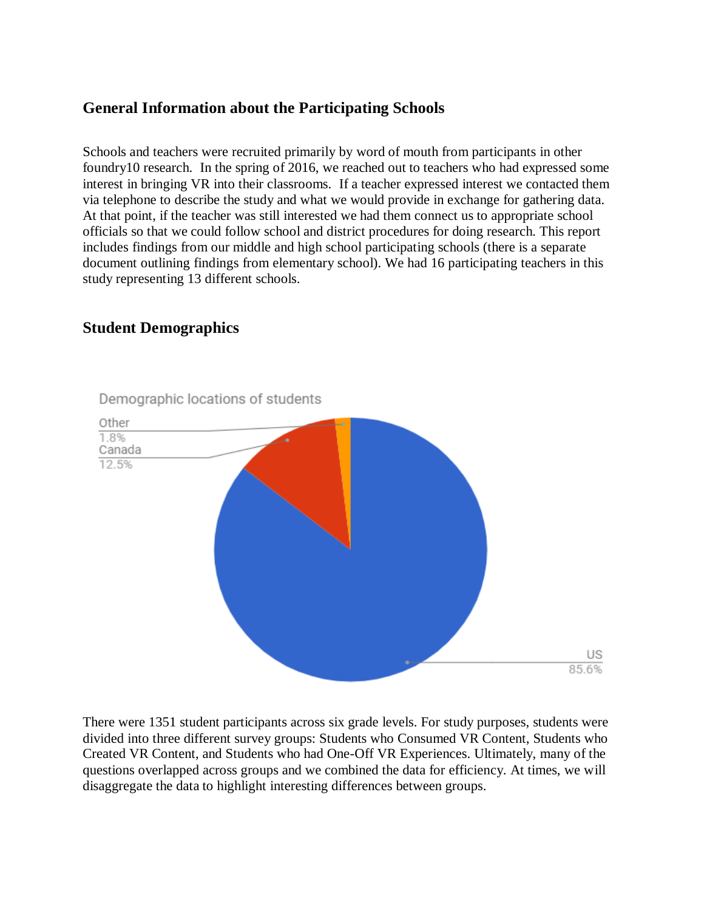## General Information about the Participating Schools

Schools and teachers were recruited primarily by word of mouth from participants in other foundry10 research. In the spring of 2016, we reached out to teachers who had expressed some interest in bringing VR into their classrooms. If a teacher expressed interest we contacted them via telephone to describe the study and what we would provide in exchange for gathering data. At that point, if the teacher was still interested we had them connect us to appropriate school officials so that we could follow school and district procedures for doing research. This report includes findings from our middle and high school participating schools (there is a separate document outlining findings from elementary school). We had 16 participating teachers in this study representing 13 different schools.

## Student Demographics

Demographic locations of students

Other 1.8%
Canada 12.5%
US 85.6%

There were 1351 student participants across six grade levels. For study purposes, students were divided into three different survey groups: Students who Consumed VR Content, Students who Created VR Content, and Students who had One-Off VR Experiences. Ultimately, many of the questions overlapped across groups and we combined the data for efficiency. At times, we will disaggregate the data to highlight interesting differences between groups.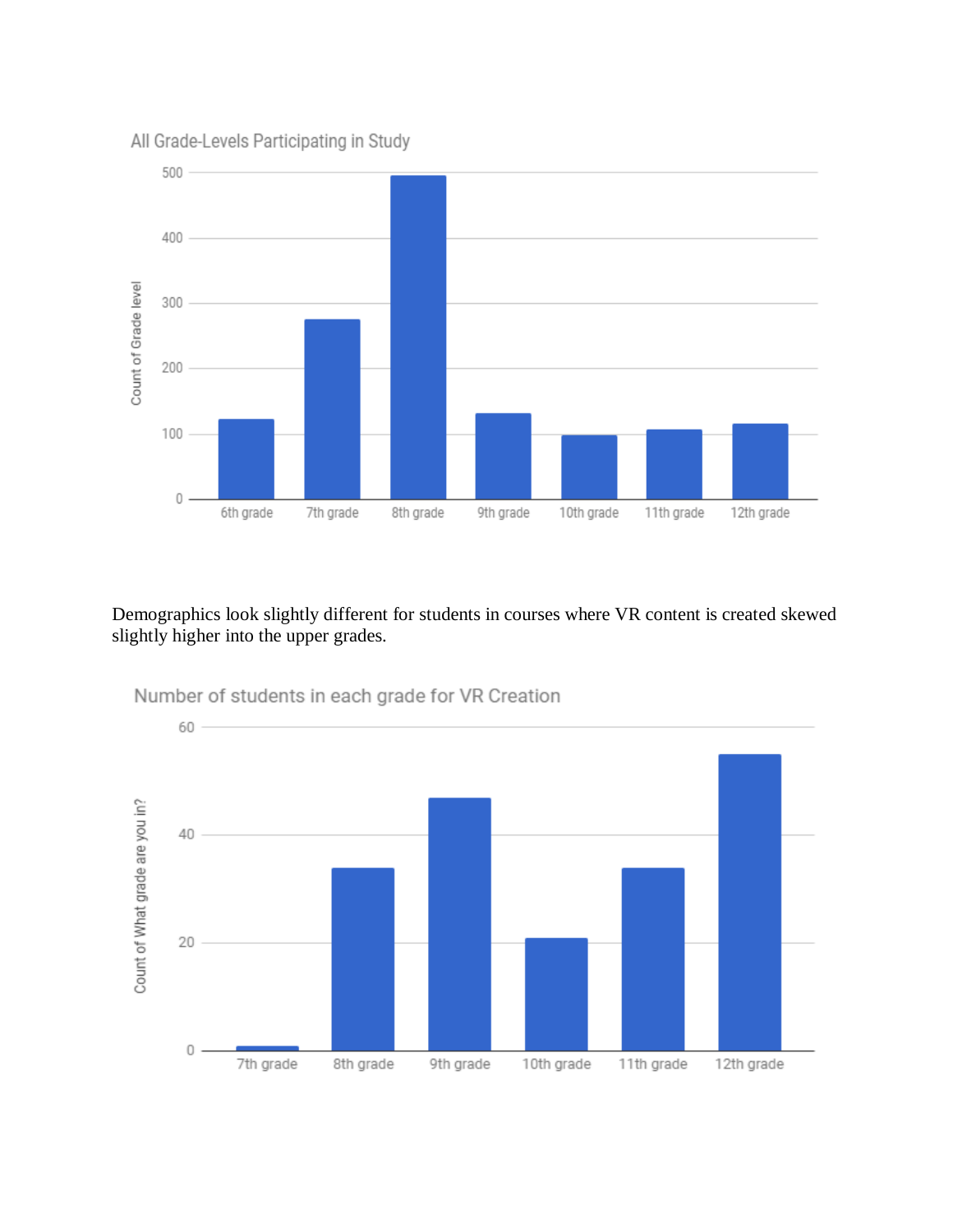All Grade-Levels Participating in Study

| Grade level | Count of Grade level |
|---|---|
| 6th grade | ~122 |
| 7th grade | ~276 |
| 8th grade | ~496 |
| 9th grade | ~132 |
| 10th grade | ~98 |
| 11th grade | ~107 |
| 12th grade | ~116 |

Demographics look slightly different for students in courses where VR content is created skewed slightly higher into the upper grades.

Number of students in each grade for VR Creation

| What grade are you in? | Count of What grade are you in? |
|---|---|
| 7th grade | ~1 |
| 8th grade | ~34 |
| 9th grade | ~47 |
| 10th grade | ~21 |
| 11th grade | ~34 |
| 12th grade | ~55 |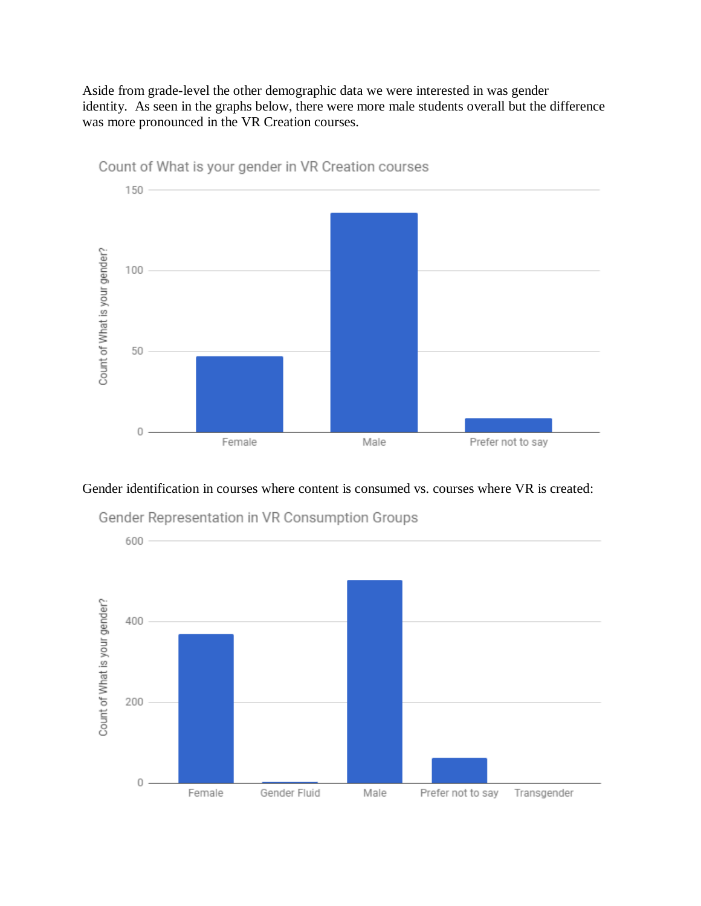Aside from grade-level the other demographic data we were interested in was gender identity. As seen in the graphs below, there were more male students overall but the difference was more pronounced in the VR Creation courses.

Gender identification in courses where content is consumed vs. courses where VR is created: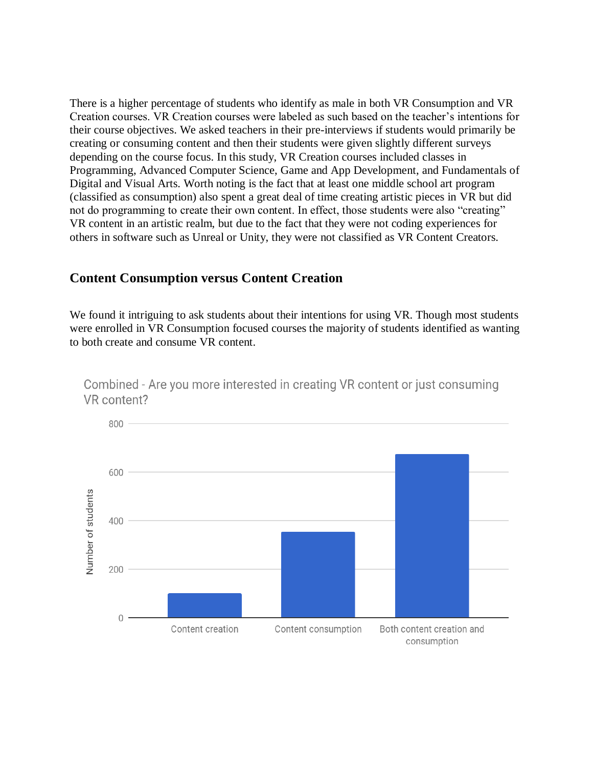There is a higher percentage of students who identify as male in both VR Consumption and VR Creation courses. VR Creation courses were labeled as such based on the teacher's intentions for their course objectives. We asked teachers in their pre-interviews if students would primarily be creating or consuming content and then their students were given slightly different surveys depending on the course focus. In this study, VR Creation courses included classes in Programming, Advanced Computer Science, Game and App Development, and Fundamentals of Digital and Visual Arts. Worth noting is the fact that at least one middle school art program (classified as consumption) also spent a great deal of time creating artistic pieces in VR but did not do programming to create their own content. In effect, those students were also "creating" VR content in an artistic realm, but due to the fact that they were not coding experiences for others in software such as Unreal or Unity, they were not classified as VR Content Creators.

## Content Consumption versus Content Creation

We found it intriguing to ask students about their intentions for using VR. Though most students were enrolled in VR Consumption focused courses the majority of students identified as wanting to both create and consume VR content.

Combined - Are you more interested in creating VR content or just consuming VR content?

| Response | Number of students (approx.) |
| --- | --- |
| Content creation | ~100 |
| Content consumption | ~355 |
| Both content creation and consumption | ~675 |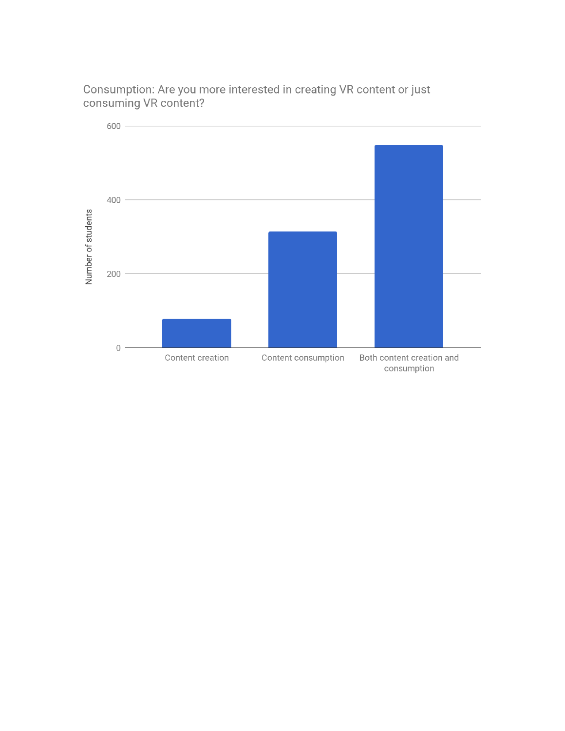Consumption: Are you more interested in creating VR content or just consuming VR content?

Number of students

600

400

200

0

Content creation

Content consumption

Both content creation and consumption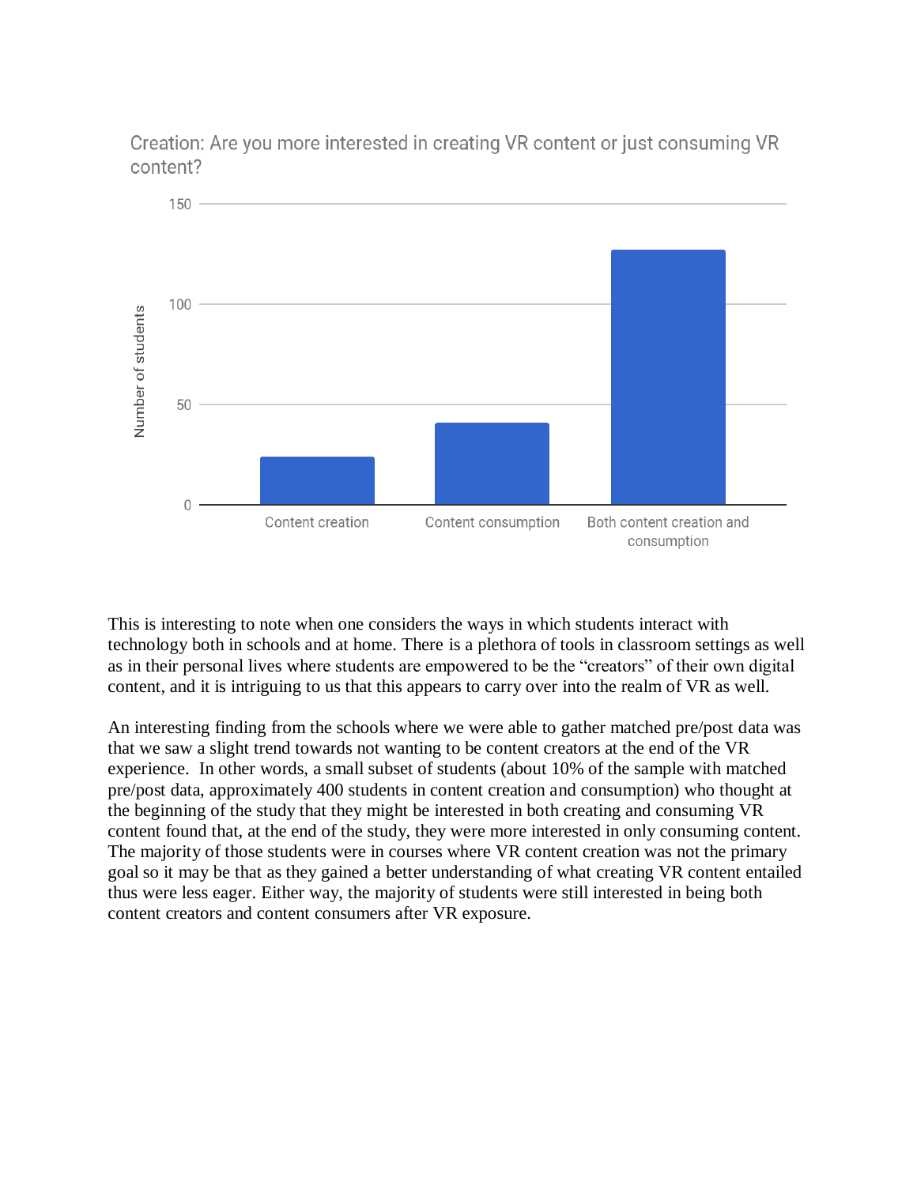Creation: Are you more interested in creating VR content or just consuming VR content?

This is interesting to note when one considers the ways in which students interact with technology both in schools and at home. There is a plethora of tools in classroom settings as well as in their personal lives where students are empowered to be the "creators" of their own digital content, and it is intriguing to us that this appears to carry over into the realm of VR as well.

An interesting finding from the schools where we were able to gather matched pre/post data was that we saw a slight trend towards not wanting to be content creators at the end of the VR experience. In other words, a small subset of students (about 10% of the sample with matched pre/post data, approximately 400 students in content creation and consumption) who thought at the beginning of the study that they might be interested in both creating and consuming VR content found that, at the end of the study, they were more interested in only consuming content. The majority of those students were in courses where VR content creation was not the primary goal so it may be that as they gained a better understanding of what creating VR content entailed thus were less eager. Either way, the majority of students were still interested in being both content creators and content consumers after VR exposure.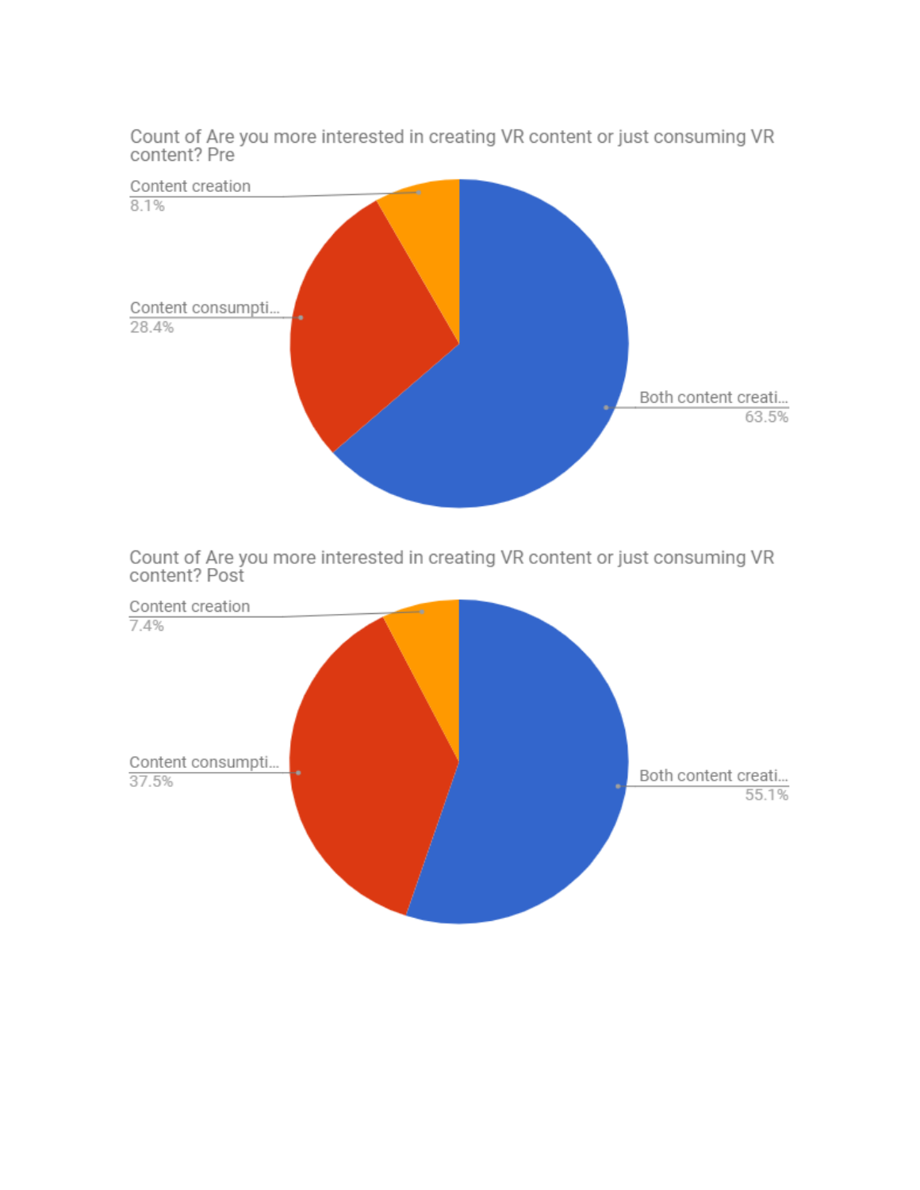Count of Are you more interested in creating VR content or just consuming VR content? Pre

Content creation
8.1%

Content consumpti...
28.4%

Both content creati...
63.5%

Count of Are you more interested in creating VR content or just consuming VR content? Post

Content creation
7.4%

Content consumpti...
37.5%

Both content creati...
55.1%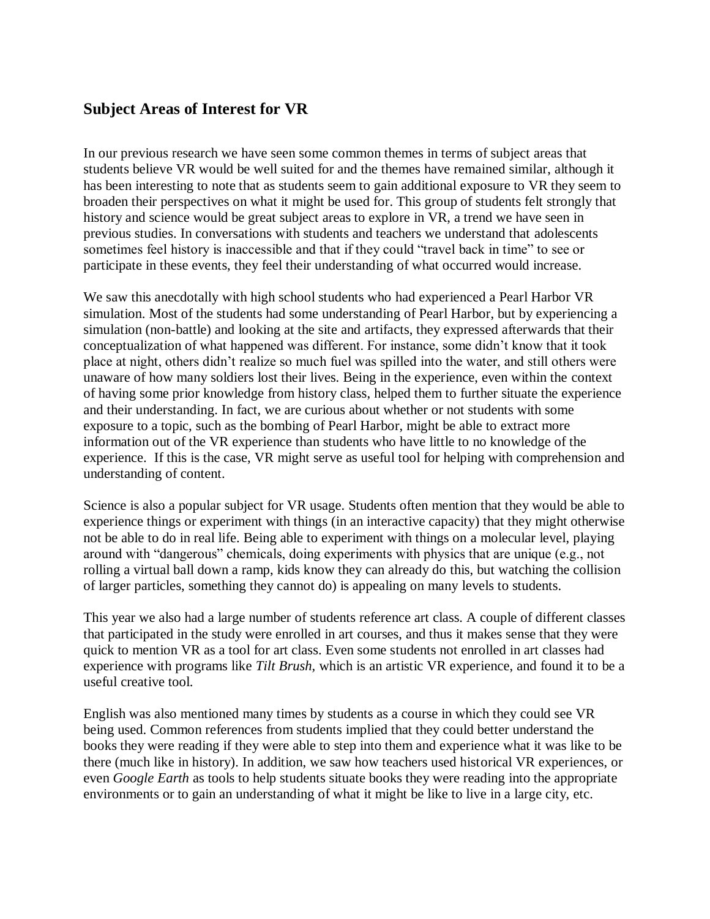## Subject Areas of Interest for VR

In our previous research we have seen some common themes in terms of subject areas that students believe VR would be well suited for and the themes have remained similar, although it has been interesting to note that as students seem to gain additional exposure to VR they seem to broaden their perspectives on what it might be used for. This group of students felt strongly that history and science would be great subject areas to explore in VR, a trend we have seen in previous studies. In conversations with students and teachers we understand that adolescents sometimes feel history is inaccessible and that if they could "travel back in time" to see or participate in these events, they feel their understanding of what occurred would increase.

We saw this anecdotally with high school students who had experienced a Pearl Harbor VR simulation. Most of the students had some understanding of Pearl Harbor, but by experiencing a simulation (non-battle) and looking at the site and artifacts, they expressed afterwards that their conceptualization of what happened was different. For instance, some didn't know that it took place at night, others didn't realize so much fuel was spilled into the water, and still others were unaware of how many soldiers lost their lives. Being in the experience, even within the context of having some prior knowledge from history class, helped them to further situate the experience and their understanding. In fact, we are curious about whether or not students with some exposure to a topic, such as the bombing of Pearl Harbor, might be able to extract more information out of the VR experience than students who have little to no knowledge of the experience. If this is the case, VR might serve as useful tool for helping with comprehension and understanding of content.

Science is also a popular subject for VR usage. Students often mention that they would be able to experience things or experiment with things (in an interactive capacity) that they might otherwise not be able to do in real life. Being able to experiment with things on a molecular level, playing around with "dangerous" chemicals, doing experiments with physics that are unique (e.g., not rolling a virtual ball down a ramp, kids know they can already do this, but watching the collision of larger particles, something they cannot do) is appealing on many levels to students.

This year we also had a large number of students reference art class. A couple of different classes that participated in the study were enrolled in art courses, and thus it makes sense that they were quick to mention VR as a tool for art class. Even some students not enrolled in art classes had experience with programs like *Tilt Brush*, which is an artistic VR experience, and found it to be a useful creative tool.

English was also mentioned many times by students as a course in which they could see VR being used. Common references from students implied that they could better understand the books they were reading if they were able to step into them and experience what it was like to be there (much like in history). In addition, we saw how teachers used historical VR experiences, or even *Google Earth* as tools to help students situate books they were reading into the appropriate environments or to gain an understanding of what it might be like to live in a large city, etc.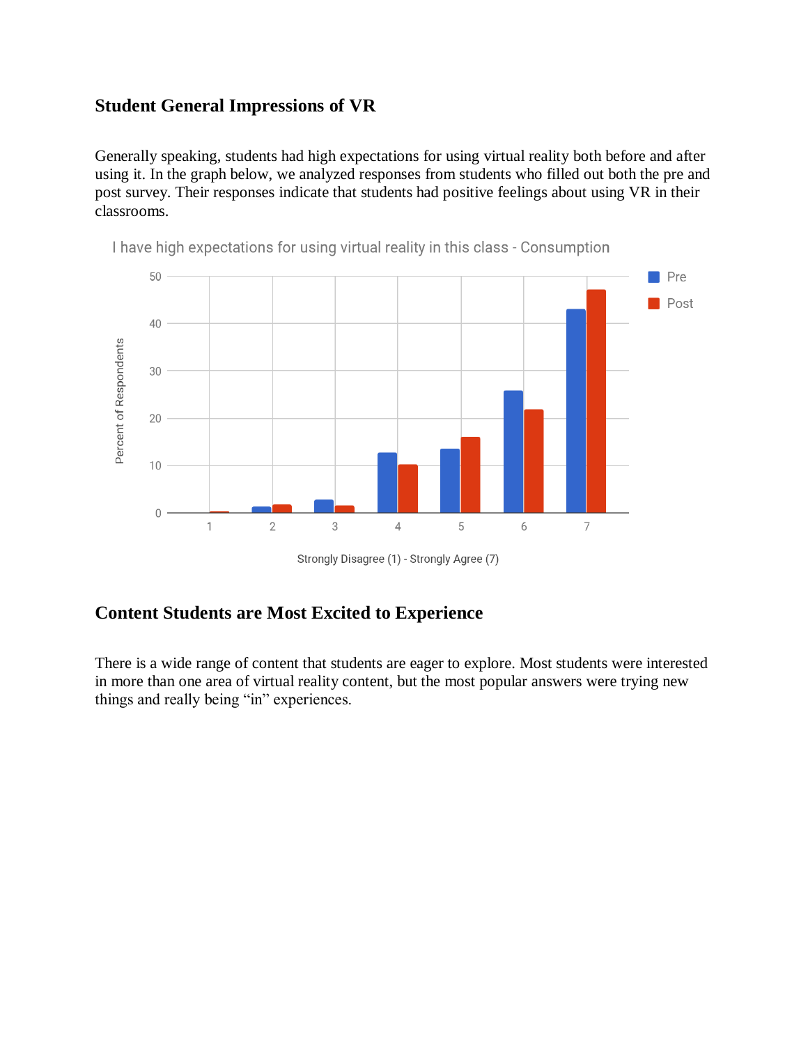## Student General Impressions of VR

Generally speaking, students had high expectations for using virtual reality both before and after using it. In the graph below, we analyzed responses from students who filled out both the pre and post survey. Their responses indicate that students had positive feelings about using VR in their classrooms.

## Content Students are Most Excited to Experience

There is a wide range of content that students are eager to explore. Most students were interested in more than one area of virtual reality content, but the most popular answers were trying new things and really being "in" experiences.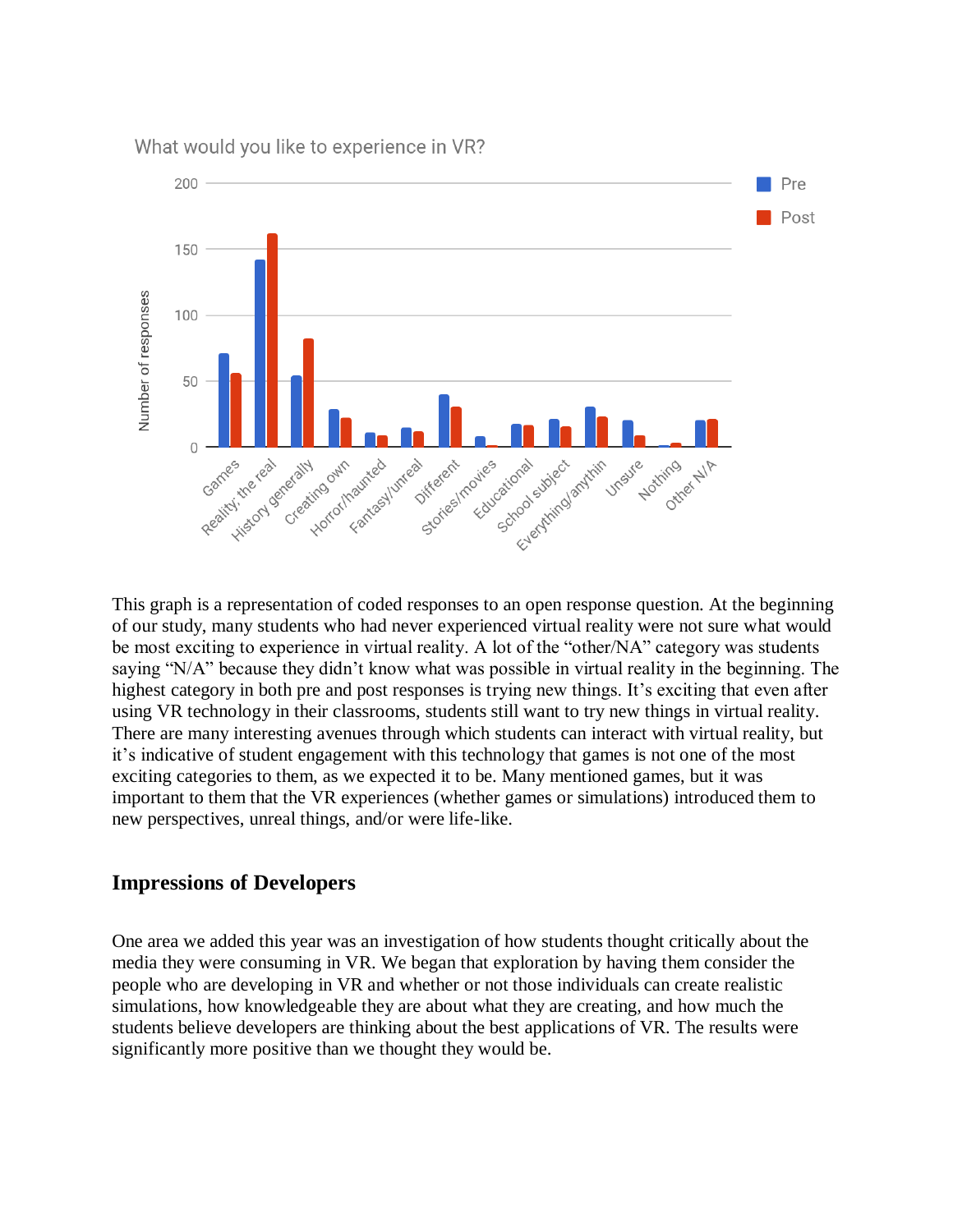This graph is a representation of coded responses to an open response question. At the beginning of our study, many students who had never experienced virtual reality were not sure what would be most exciting to experience in virtual reality. A lot of the "other/NA" category was students saying "N/A" because they didn't know what was possible in virtual reality in the beginning. The highest category in both pre and post responses is trying new things. It's exciting that even after using VR technology in their classrooms, students still want to try new things in virtual reality. There are many interesting avenues through which students can interact with virtual reality, but it's indicative of student engagement with this technology that games is not one of the most exciting categories to them, as we expected it to be. Many mentioned games, but it was important to them that the VR experiences (whether games or simulations) introduced them to new perspectives, unreal things, and/or were life-like.

## Impressions of Developers

One area we added this year was an investigation of how students thought critically about the media they were consuming in VR. We began that exploration by having them consider the people who are developing in VR and whether or not those individuals can create realistic simulations, how knowledgeable they are about what they are creating, and how much the students believe developers are thinking about the best applications of VR. The results were significantly more positive than we thought they would be.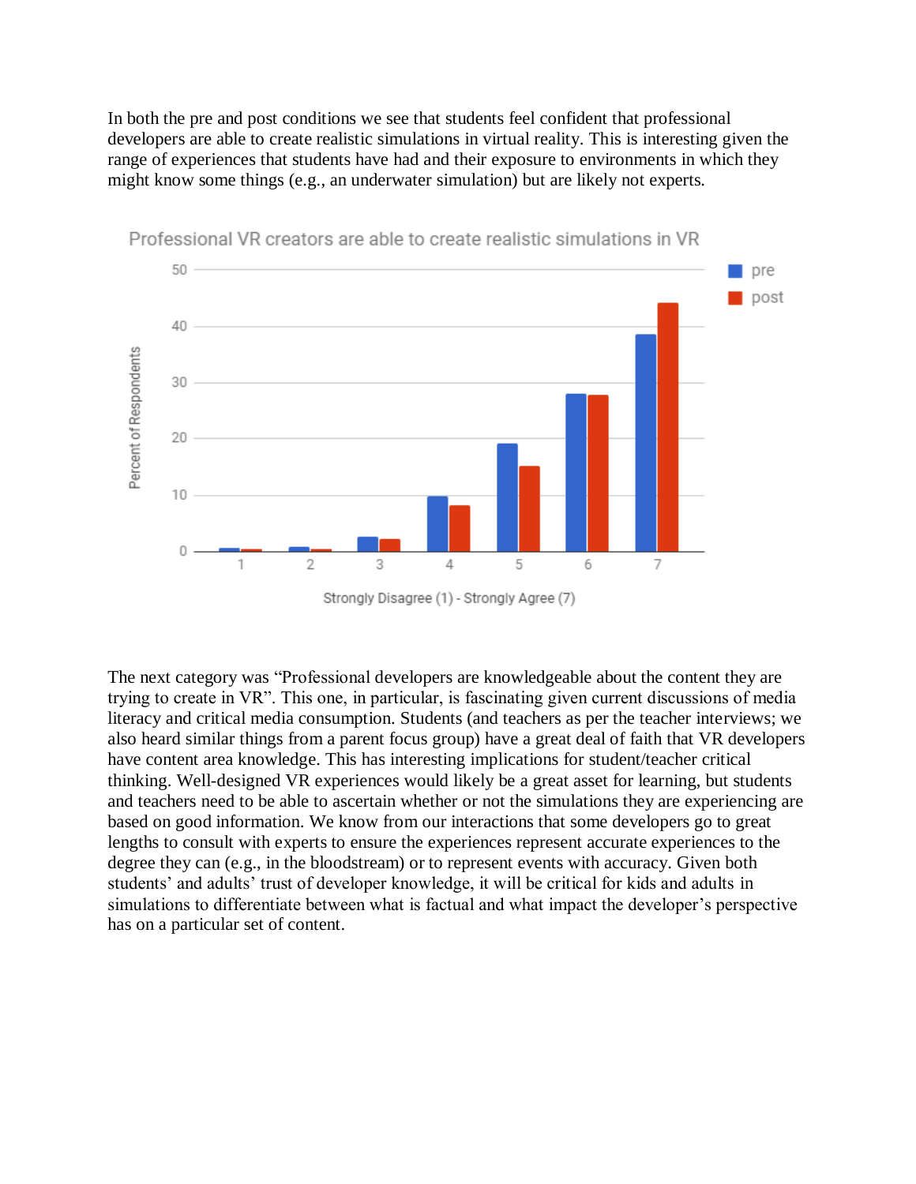In both the pre and post conditions we see that students feel confident that professional developers are able to create realistic simulations in virtual reality. This is interesting given the range of experiences that students have had and their exposure to environments in which they might know some things (e.g., an underwater simulation) but are likely not experts.

The next category was "Professional developers are knowledgeable about the content they are trying to create in VR". This one, in particular, is fascinating given current discussions of media literacy and critical media consumption. Students (and teachers as per the teacher interviews; we also heard similar things from a parent focus group) have a great deal of faith that VR developers have content area knowledge. This has interesting implications for student/teacher critical thinking. Well-designed VR experiences would likely be a great asset for learning, but students and teachers need to be able to ascertain whether or not the simulations they are experiencing are based on good information. We know from our interactions that some developers go to great lengths to consult with experts to ensure the experiences represent accurate experiences to the degree they can (e.g., in the bloodstream) or to represent events with accuracy. Given both students' and adults' trust of developer knowledge, it will be critical for kids and adults in simulations to differentiate between what is factual and what impact the developer's perspective has on a particular set of content.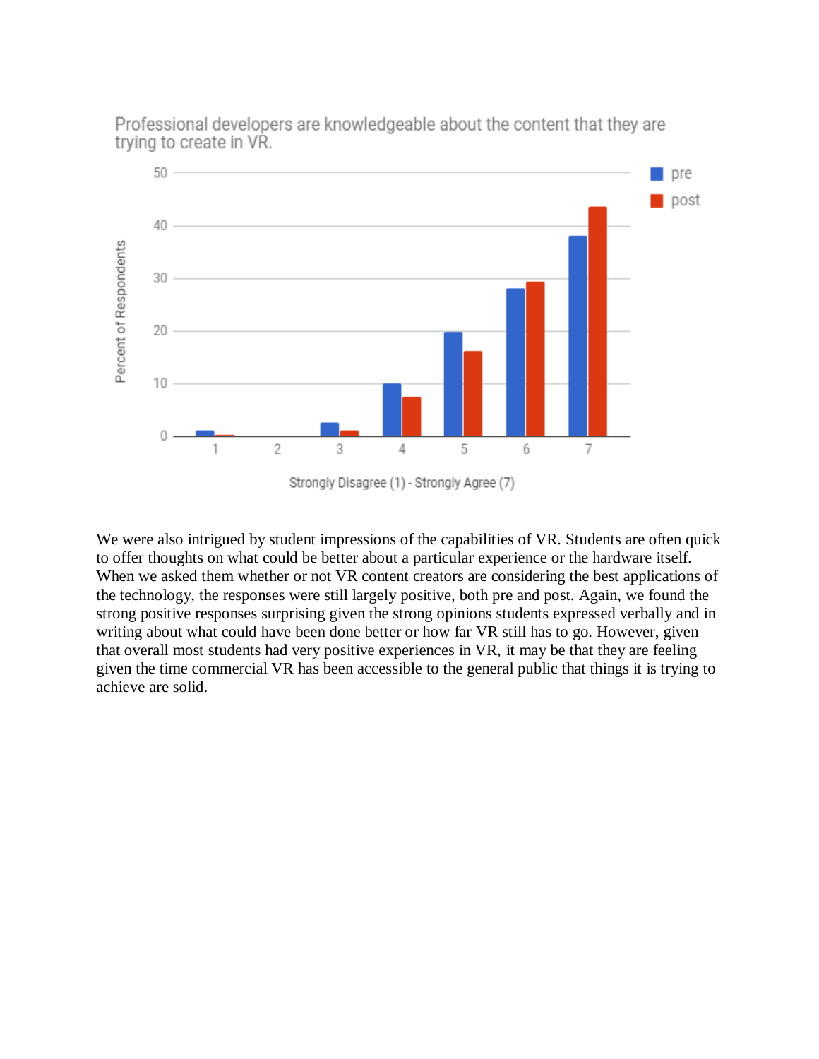Professional developers are knowledgeable about the content that they are trying to create in VR.

We were also intrigued by student impressions of the capabilities of VR. Students are often quick to offer thoughts on what could be better about a particular experience or the hardware itself. When we asked them whether or not VR content creators are considering the best applications of the technology, the responses were still largely positive, both pre and post. Again, we found the strong positive responses surprising given the strong opinions students expressed verbally and in writing about what could have been done better or how far VR still has to go. However, given that overall most students had very positive experiences in VR, it may be that they are feeling given the time commercial VR has been accessible to the general public that things it is trying to achieve are solid.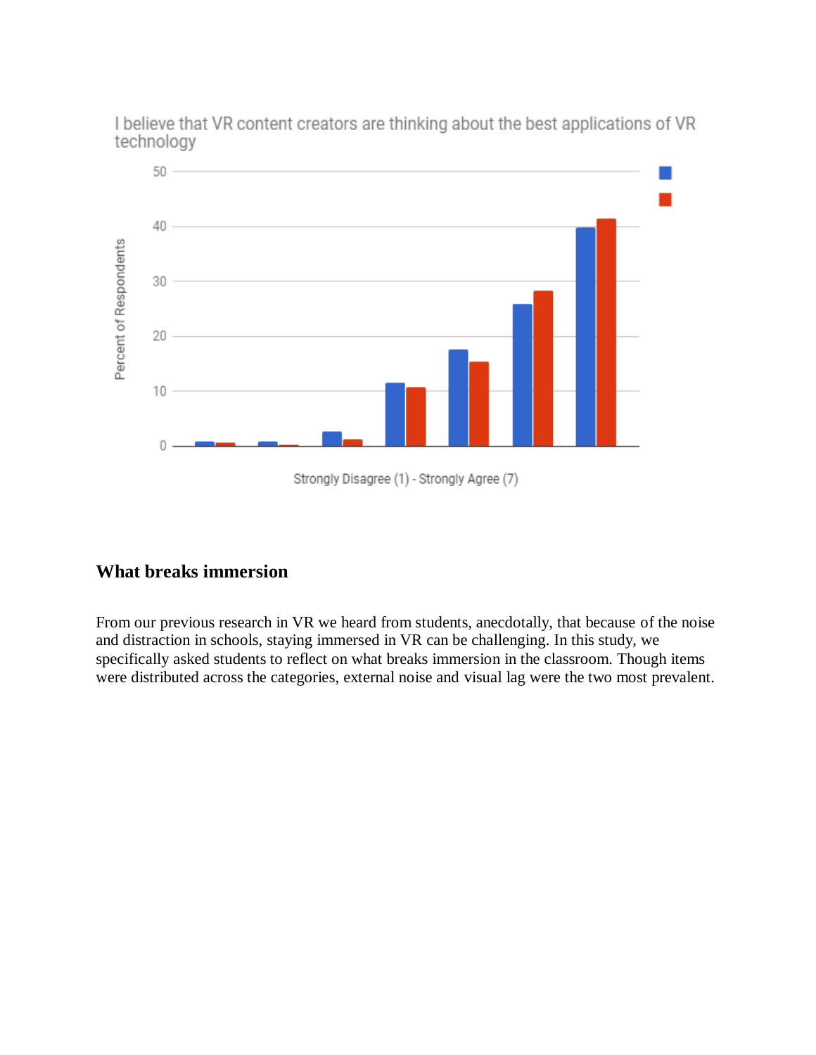I believe that VR content creators are thinking about the best applications of VR technology

Percent of Respondents

Strongly Disagree (1) - Strongly Agree (7)

## What breaks immersion

From our previous research in VR we heard from students, anecdotally, that because of the noise and distraction in schools, staying immersed in VR can be challenging. In this study, we specifically asked students to reflect on what breaks immersion in the classroom. Though items were distributed across the categories, external noise and visual lag were the two most prevalent.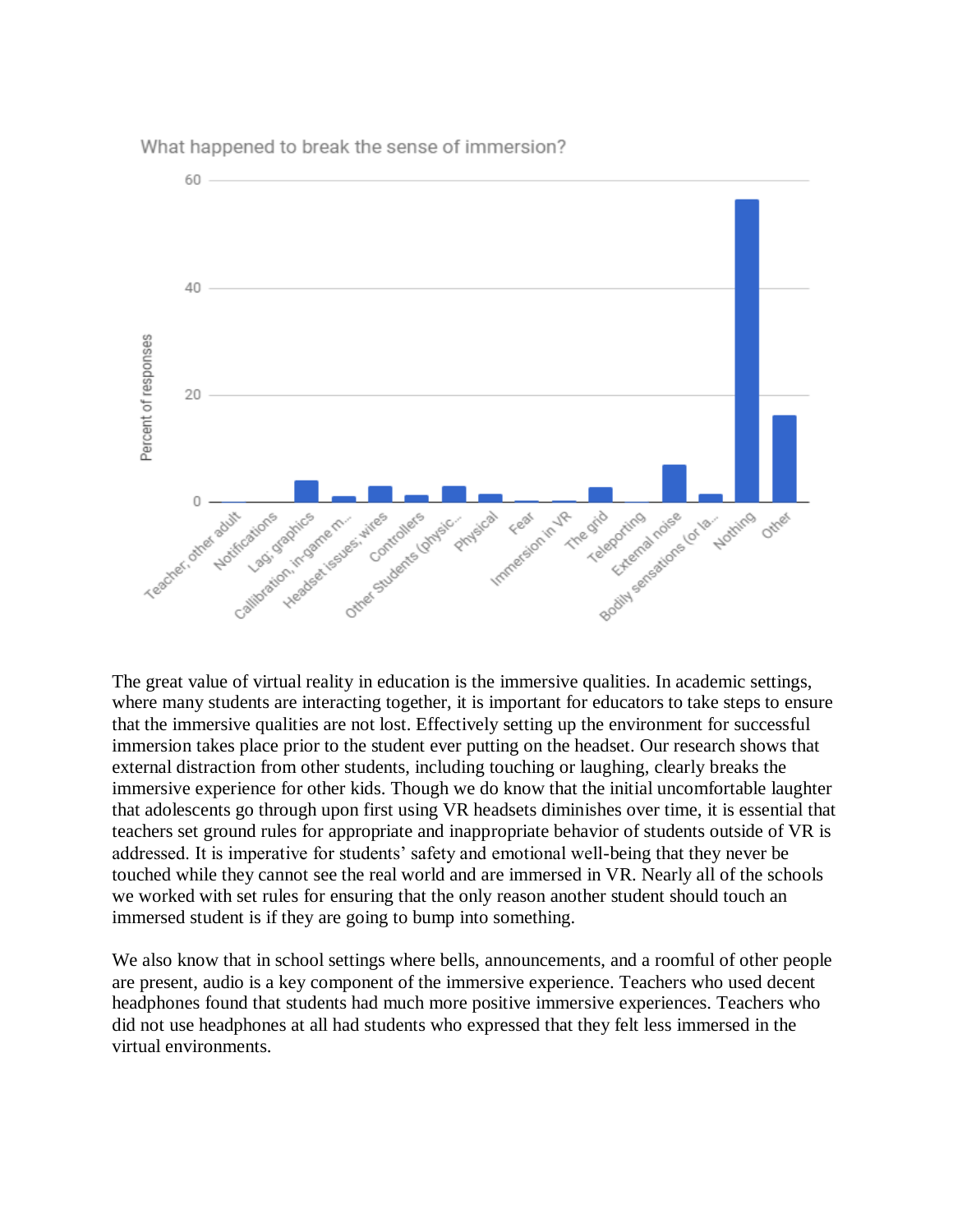What happened to break the sense of immersion?

The great value of virtual reality in education is the immersive qualities. In academic settings, where many students are interacting together, it is important for educators to take steps to ensure that the immersive qualities are not lost. Effectively setting up the environment for successful immersion takes place prior to the student ever putting on the headset. Our research shows that external distraction from other students, including touching or laughing, clearly breaks the immersive experience for other kids. Though we do know that the initial uncomfortable laughter that adolescents go through upon first using VR headsets diminishes over time, it is essential that teachers set ground rules for appropriate and inappropriate behavior of students outside of VR is addressed. It is imperative for students' safety and emotional well-being that they never be touched while they cannot see the real world and are immersed in VR. Nearly all of the schools we worked with set rules for ensuring that the only reason another student should touch an immersed student is if they are going to bump into something.

We also know that in school settings where bells, announcements, and a roomful of other people are present, audio is a key component of the immersive experience. Teachers who used decent headphones found that students had much more positive immersive experiences. Teachers who did not use headphones at all had students who expressed that they felt less immersed in the virtual environments.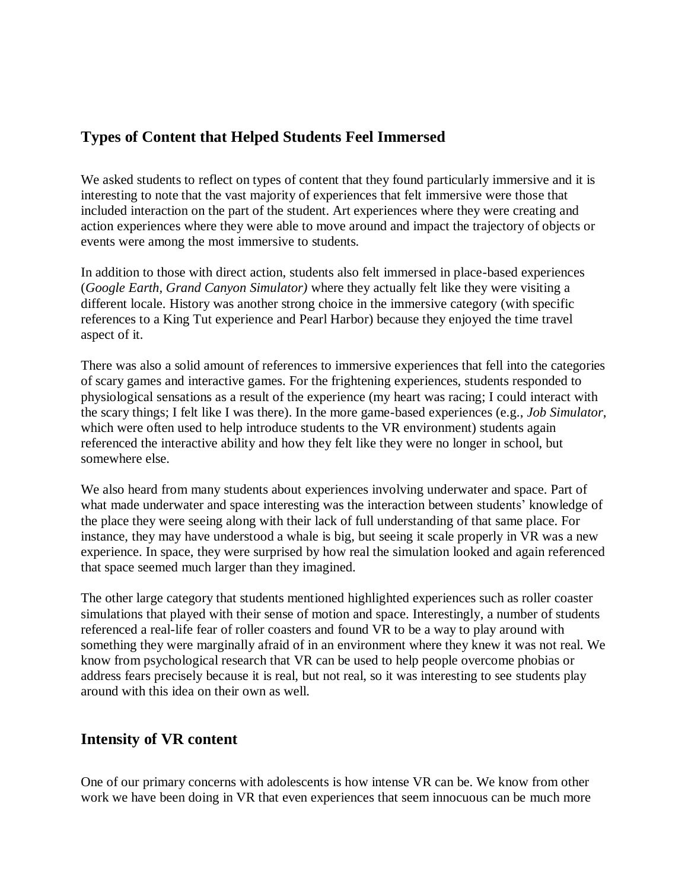## Types of Content that Helped Students Feel Immersed

We asked students to reflect on types of content that they found particularly immersive and it is interesting to note that the vast majority of experiences that felt immersive were those that included interaction on the part of the student. Art experiences where they were creating and action experiences where they were able to move around and impact the trajectory of objects or events were among the most immersive to students.

In addition to those with direct action, students also felt immersed in place-based experiences (*Google Earth, Grand Canyon Simulator)* where they actually felt like they were visiting a different locale. History was another strong choice in the immersive category (with specific references to a King Tut experience and Pearl Harbor) because they enjoyed the time travel aspect of it.

There was also a solid amount of references to immersive experiences that fell into the categories of scary games and interactive games. For the frightening experiences, students responded to physiological sensations as a result of the experience (my heart was racing; I could interact with the scary things; I felt like I was there). In the more game-based experiences (e.g., *Job Simulator*, which were often used to help introduce students to the VR environment) students again referenced the interactive ability and how they felt like they were no longer in school, but somewhere else.

We also heard from many students about experiences involving underwater and space. Part of what made underwater and space interesting was the interaction between students' knowledge of the place they were seeing along with their lack of full understanding of that same place. For instance, they may have understood a whale is big, but seeing it scale properly in VR was a new experience. In space, they were surprised by how real the simulation looked and again referenced that space seemed much larger than they imagined.

The other large category that students mentioned highlighted experiences such as roller coaster simulations that played with their sense of motion and space. Interestingly, a number of students referenced a real-life fear of roller coasters and found VR to be a way to play around with something they were marginally afraid of in an environment where they knew it was not real. We know from psychological research that VR can be used to help people overcome phobias or address fears precisely because it is real, but not real, so it was interesting to see students play around with this idea on their own as well.

## Intensity of VR content

One of our primary concerns with adolescents is how intense VR can be. We know from other work we have been doing in VR that even experiences that seem innocuous can be much more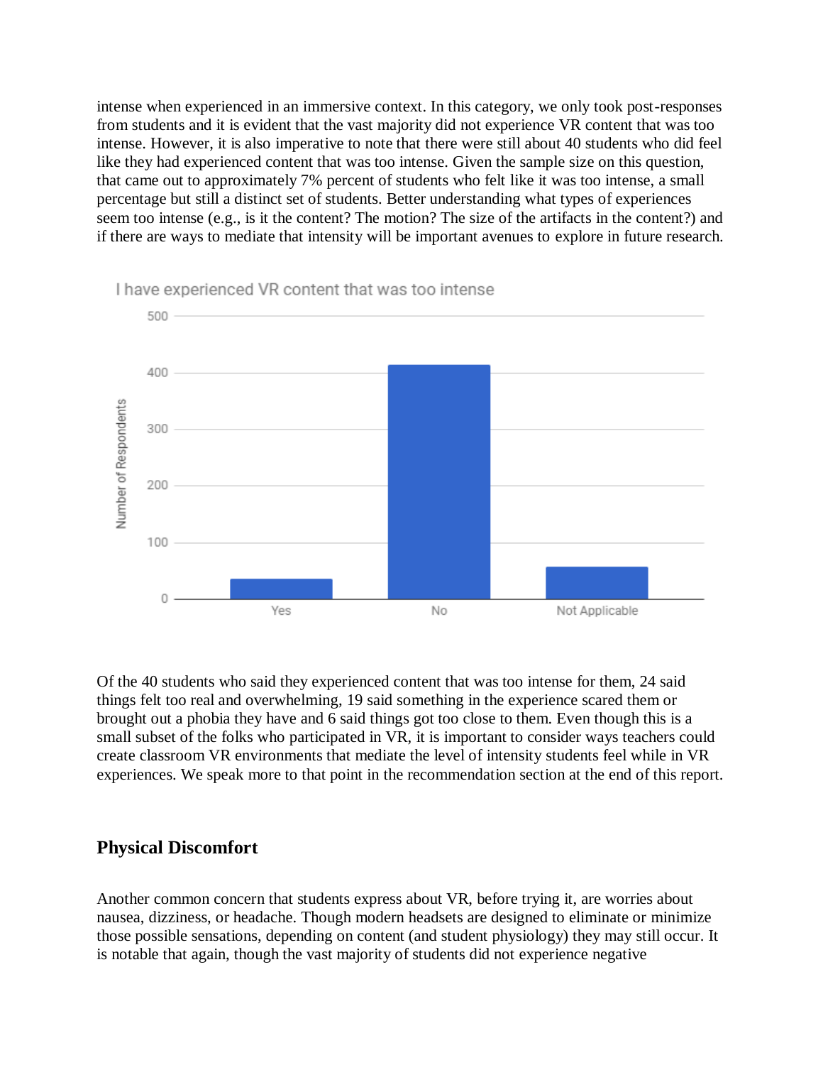intense when experienced in an immersive context. In this category, we only took post-responses from students and it is evident that the vast majority did not experience VR content that was too intense. However, it is also imperative to note that there were still about 40 students who did feel like they had experienced content that was too intense. Given the sample size on this question, that came out to approximately 7% percent of students who felt like it was too intense, a small percentage but still a distinct set of students. Better understanding what types of experiences seem too intense (e.g., is it the content? The motion? The size of the artifacts in the content?) and if there are ways to mediate that intensity will be important avenues to explore in future research.

I have experienced VR content that was too intense

Of the 40 students who said they experienced content that was too intense for them, 24 said things felt too real and overwhelming, 19 said something in the experience scared them or brought out a phobia they have and 6 said things got too close to them. Even though this is a small subset of the folks who participated in VR, it is important to consider ways teachers could create classroom VR environments that mediate the level of intensity students feel while in VR experiences. We speak more to that point in the recommendation section at the end of this report.

## Physical Discomfort

Another common concern that students express about VR, before trying it, are worries about nausea, dizziness, or headache. Though modern headsets are designed to eliminate or minimize those possible sensations, depending on content (and student physiology) they may still occur. It is notable that again, though the vast majority of students did not experience negative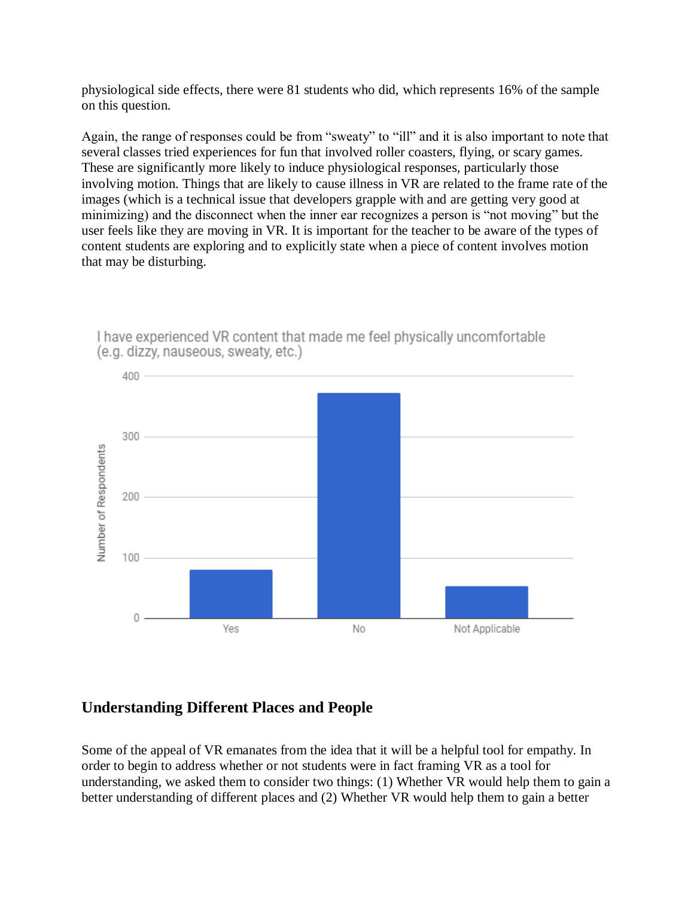physiological side effects, there were 81 students who did, which represents 16% of the sample on this question.

Again, the range of responses could be from "sweaty" to "ill" and it is also important to note that several classes tried experiences for fun that involved roller coasters, flying, or scary games. These are significantly more likely to induce physiological responses, particularly those involving motion. Things that are likely to cause illness in VR are related to the frame rate of the images (which is a technical issue that developers grapple with and are getting very good at minimizing) and the disconnect when the inner ear recognizes a person is "not moving" but the user feels like they are moving in VR. It is important for the teacher to be aware of the types of content students are exploring and to explicitly state when a piece of content involves motion that may be disturbing.

I have experienced VR content that made me feel physically uncomfortable (e.g. dizzy, nauseous, sweaty, etc.)

## Understanding Different Places and People

Some of the appeal of VR emanates from the idea that it will be a helpful tool for empathy. In order to begin to address whether or not students were in fact framing VR as a tool for understanding, we asked them to consider two things: (1) Whether VR would help them to gain a better understanding of different places and (2) Whether VR would help them to gain a better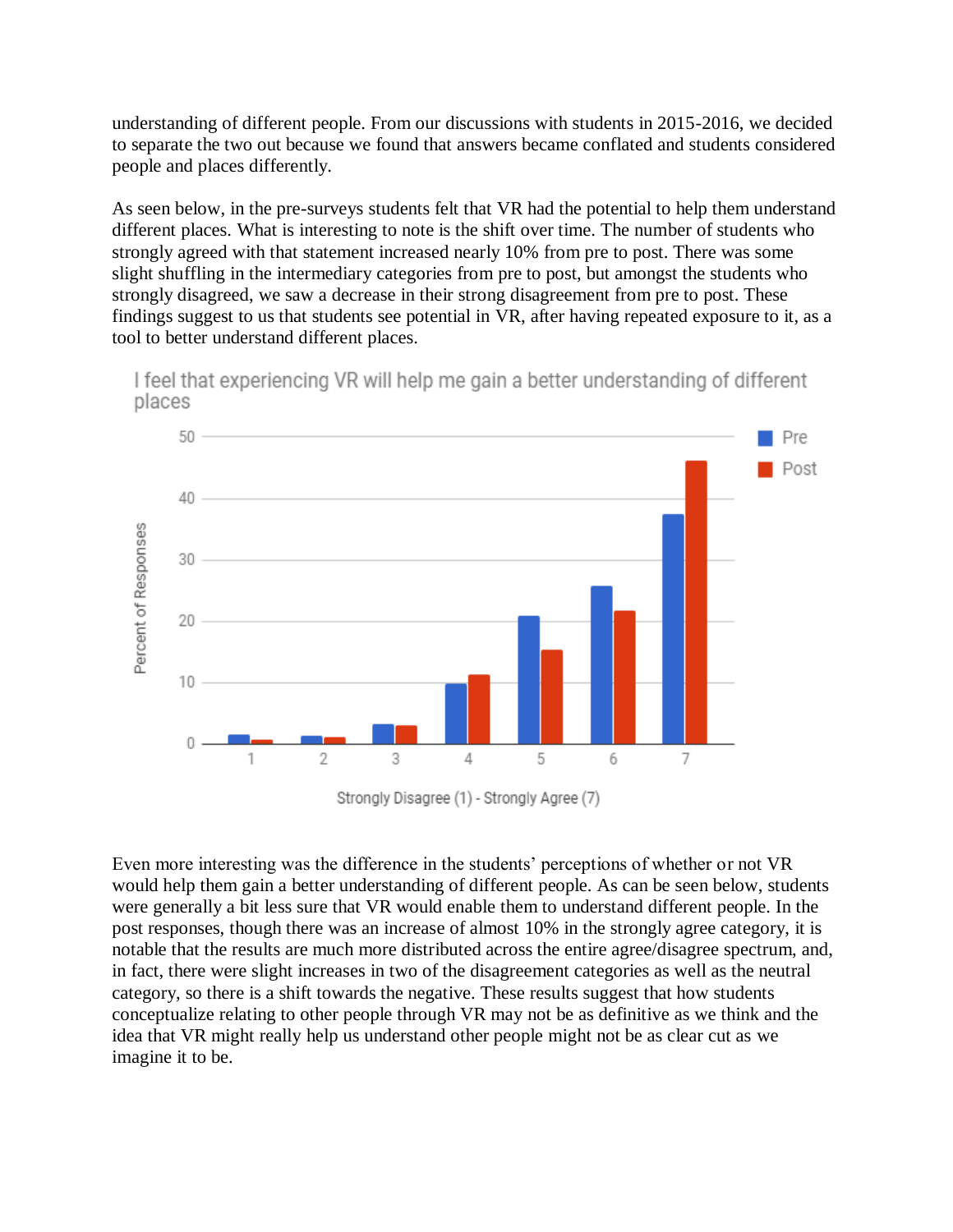understanding of different people. From our discussions with students in 2015-2016, we decided to separate the two out because we found that answers became conflated and students considered people and places differently.

As seen below, in the pre-surveys students felt that VR had the potential to help them understand different places. What is interesting to note is the shift over time. The number of students who strongly agreed with that statement increased nearly 10% from pre to post. There was some slight shuffling in the intermediary categories from pre to post, but amongst the students who strongly disagreed, we saw a decrease in their strong disagreement from pre to post. These findings suggest to us that students see potential in VR, after having repeated exposure to it, as a tool to better understand different places.

I feel that experiencing VR will help me gain a better understanding of different places

Even more interesting was the difference in the students' perceptions of whether or not VR would help them gain a better understanding of different people. As can be seen below, students were generally a bit less sure that VR would enable them to understand different people. In the post responses, though there was an increase of almost 10% in the strongly agree category, it is notable that the results are much more distributed across the entire agree/disagree spectrum, and, in fact, there were slight increases in two of the disagreement categories as well as the neutral category, so there is a shift towards the negative. These results suggest that how students conceptualize relating to other people through VR may not be as definitive as we think and the idea that VR might really help us understand other people might not be as clear cut as we imagine it to be.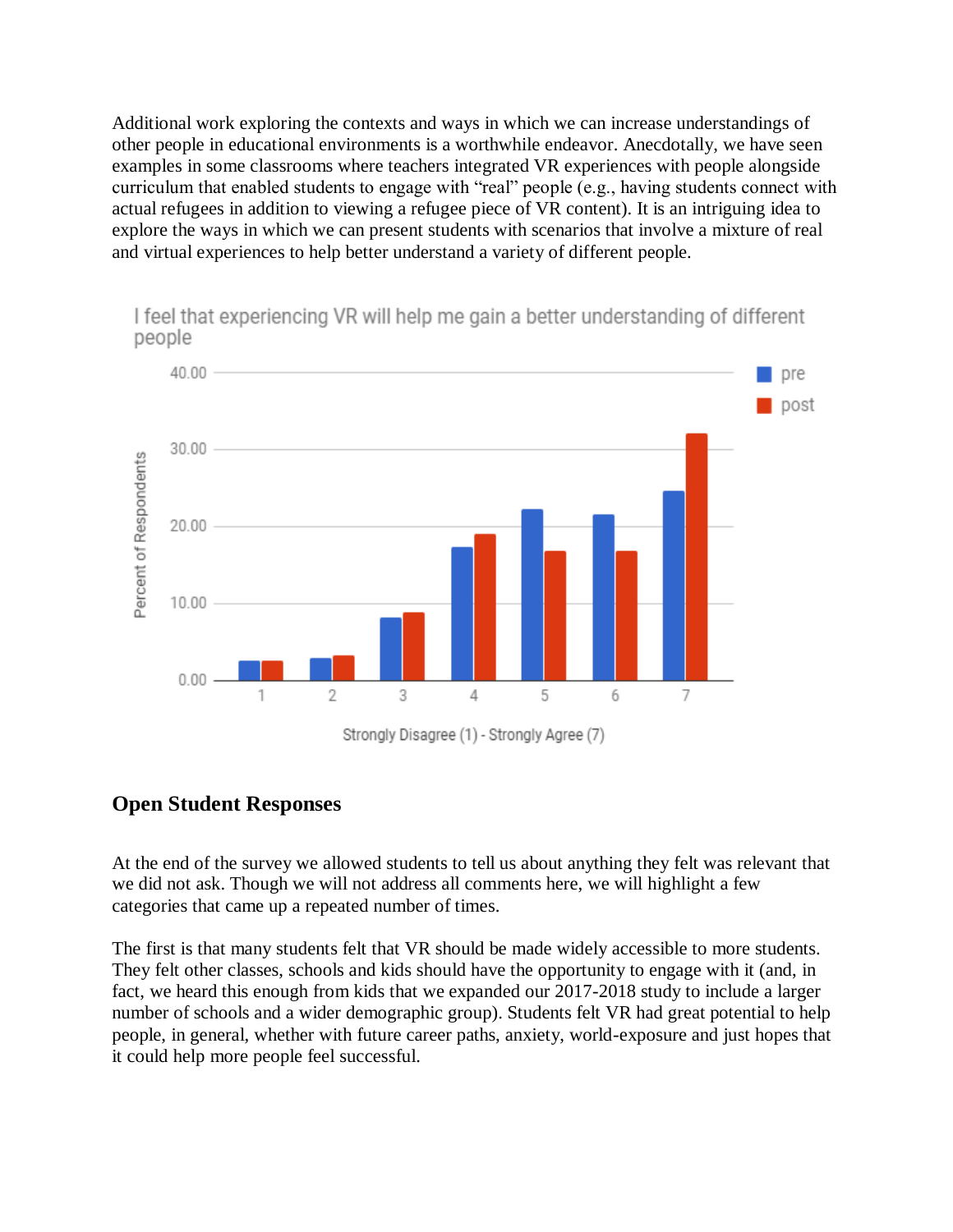Additional work exploring the contexts and ways in which we can increase understandings of other people in educational environments is a worthwhile endeavor. Anecdotally, we have seen examples in some classrooms where teachers integrated VR experiences with people alongside curriculum that enabled students to engage with "real" people (e.g., having students connect with actual refugees in addition to viewing a refugee piece of VR content). It is an intriguing idea to explore the ways in which we can present students with scenarios that involve a mixture of real and virtual experiences to help better understand a variety of different people.

I feel that experiencing VR will help me gain a better understanding of different people

## Open Student Responses

At the end of the survey we allowed students to tell us about anything they felt was relevant that we did not ask. Though we will not address all comments here, we will highlight a few categories that came up a repeated number of times.

The first is that many students felt that VR should be made widely accessible to more students. They felt other classes, schools and kids should have the opportunity to engage with it (and, in fact, we heard this enough from kids that we expanded our 2017-2018 study to include a larger number of schools and a wider demographic group). Students felt VR had great potential to help people, in general, whether with future career paths, anxiety, world-exposure and just hopes that it could help more people feel successful.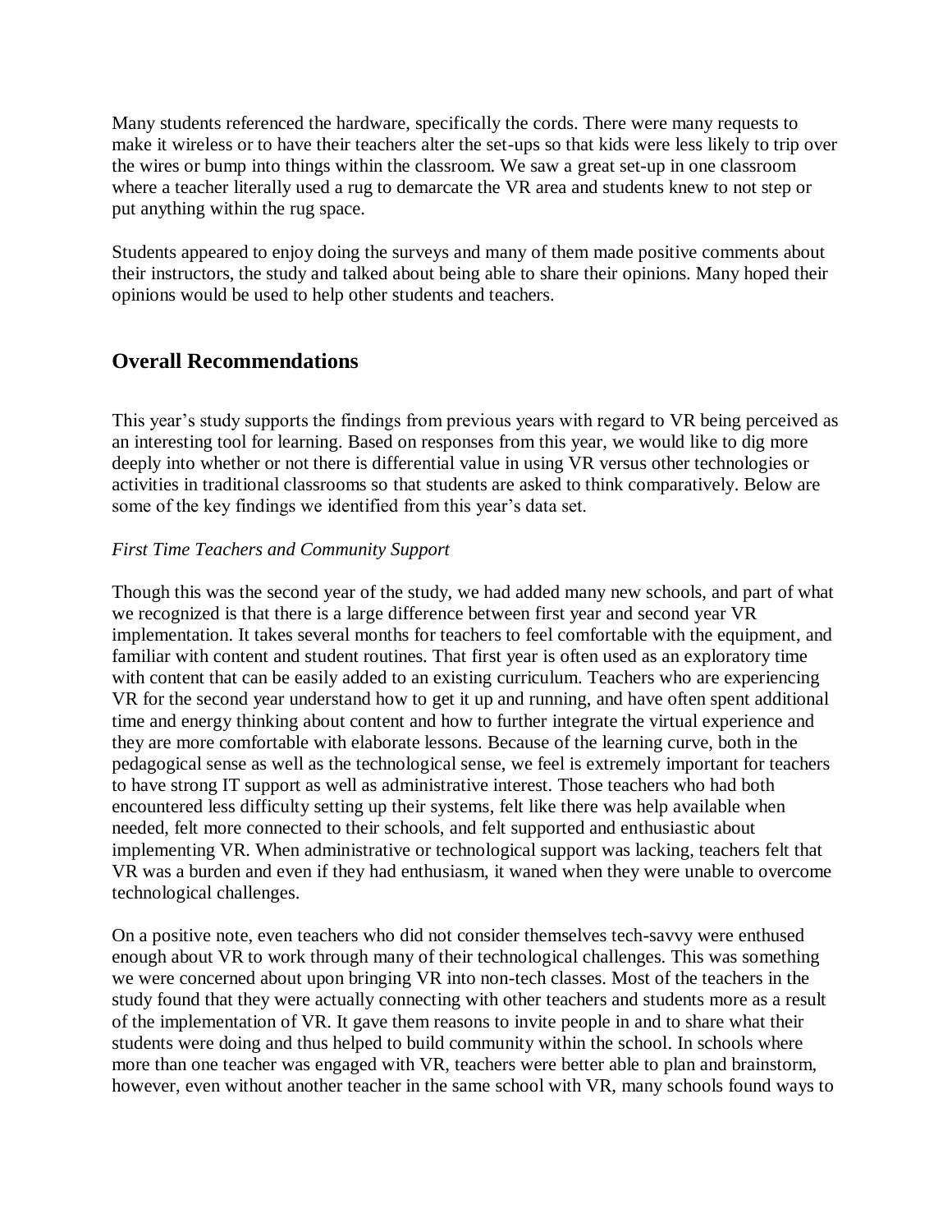Many students referenced the hardware, specifically the cords. There were many requests to make it wireless or to have their teachers alter the set-ups so that kids were less likely to trip over the wires or bump into things within the classroom. We saw a great set-up in one classroom where a teacher literally used a rug to demarcate the VR area and students knew to not step or put anything within the rug space.

Students appeared to enjoy doing the surveys and many of them made positive comments about their instructors, the study and talked about being able to share their opinions. Many hoped their opinions would be used to help other students and teachers.

## Overall Recommendations

This year's study supports the findings from previous years with regard to VR being perceived as an interesting tool for learning. Based on responses from this year, we would like to dig more deeply into whether or not there is differential value in using VR versus other technologies or activities in traditional classrooms so that students are asked to think comparatively. Below are some of the key findings we identified from this year's data set.

*First Time Teachers and Community Support*

Though this was the second year of the study, we had added many new schools, and part of what we recognized is that there is a large difference between first year and second year VR implementation. It takes several months for teachers to feel comfortable with the equipment, and familiar with content and student routines. That first year is often used as an exploratory time with content that can be easily added to an existing curriculum. Teachers who are experiencing VR for the second year understand how to get it up and running, and have often spent additional time and energy thinking about content and how to further integrate the virtual experience and they are more comfortable with elaborate lessons. Because of the learning curve, both in the pedagogical sense as well as the technological sense, we feel is extremely important for teachers to have strong IT support as well as administrative interest. Those teachers who had both encountered less difficulty setting up their systems, felt like there was help available when needed, felt more connected to their schools, and felt supported and enthusiastic about implementing VR. When administrative or technological support was lacking, teachers felt that VR was a burden and even if they had enthusiasm, it waned when they were unable to overcome technological challenges.

On a positive note, even teachers who did not consider themselves tech-savvy were enthused enough about VR to work through many of their technological challenges. This was something we were concerned about upon bringing VR into non-tech classes. Most of the teachers in the study found that they were actually connecting with other teachers and students more as a result of the implementation of VR. It gave them reasons to invite people in and to share what their students were doing and thus helped to build community within the school. In schools where more than one teacher was engaged with VR, teachers were better able to plan and brainstorm, however, even without another teacher in the same school with VR, many schools found ways to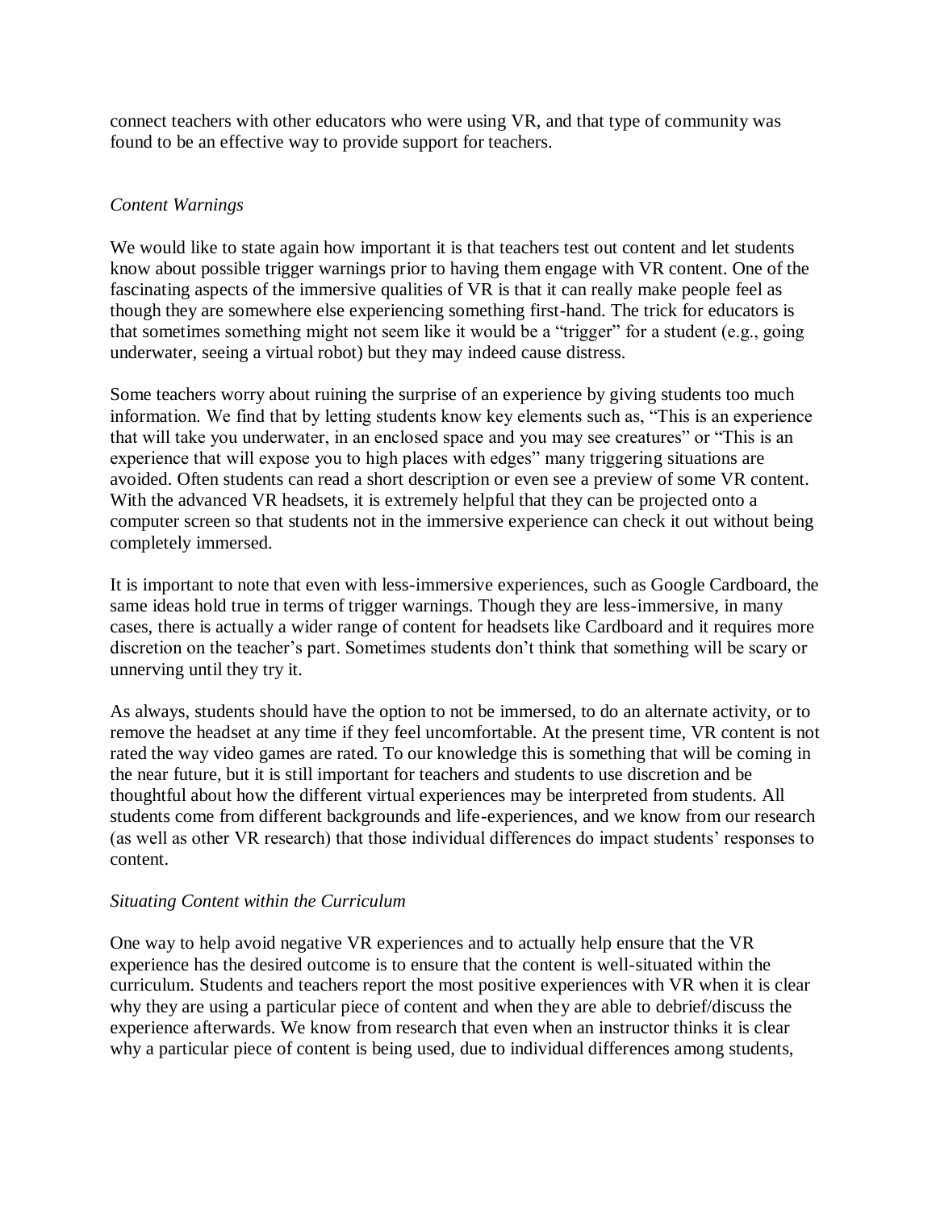connect teachers with other educators who were using VR, and that type of community was found to be an effective way to provide support for teachers.

*Content Warnings*

We would like to state again how important it is that teachers test out content and let students know about possible trigger warnings prior to having them engage with VR content. One of the fascinating aspects of the immersive qualities of VR is that it can really make people feel as though they are somewhere else experiencing something first-hand. The trick for educators is that sometimes something might not seem like it would be a "trigger" for a student (e.g., going underwater, seeing a virtual robot) but they may indeed cause distress.

Some teachers worry about ruining the surprise of an experience by giving students too much information. We find that by letting students know key elements such as, "This is an experience that will take you underwater, in an enclosed space and you may see creatures" or "This is an experience that will expose you to high places with edges" many triggering situations are avoided. Often students can read a short description or even see a preview of some VR content. With the advanced VR headsets, it is extremely helpful that they can be projected onto a computer screen so that students not in the immersive experience can check it out without being completely immersed.

It is important to note that even with less-immersive experiences, such as Google Cardboard, the same ideas hold true in terms of trigger warnings. Though they are less-immersive, in many cases, there is actually a wider range of content for headsets like Cardboard and it requires more discretion on the teacher's part. Sometimes students don't think that something will be scary or unnerving until they try it.

As always, students should have the option to not be immersed, to do an alternate activity, or to remove the headset at any time if they feel uncomfortable. At the present time, VR content is not rated the way video games are rated. To our knowledge this is something that will be coming in the near future, but it is still important for teachers and students to use discretion and be thoughtful about how the different virtual experiences may be interpreted from students. All students come from different backgrounds and life-experiences, and we know from our research (as well as other VR research) that those individual differences do impact students' responses to content.

*Situating Content within the Curriculum*

One way to help avoid negative VR experiences and to actually help ensure that the VR experience has the desired outcome is to ensure that the content is well-situated within the curriculum. Students and teachers report the most positive experiences with VR when it is clear why they are using a particular piece of content and when they are able to debrief/discuss the experience afterwards. We know from research that even when an instructor thinks it is clear why a particular piece of content is being used, due to individual differences among students,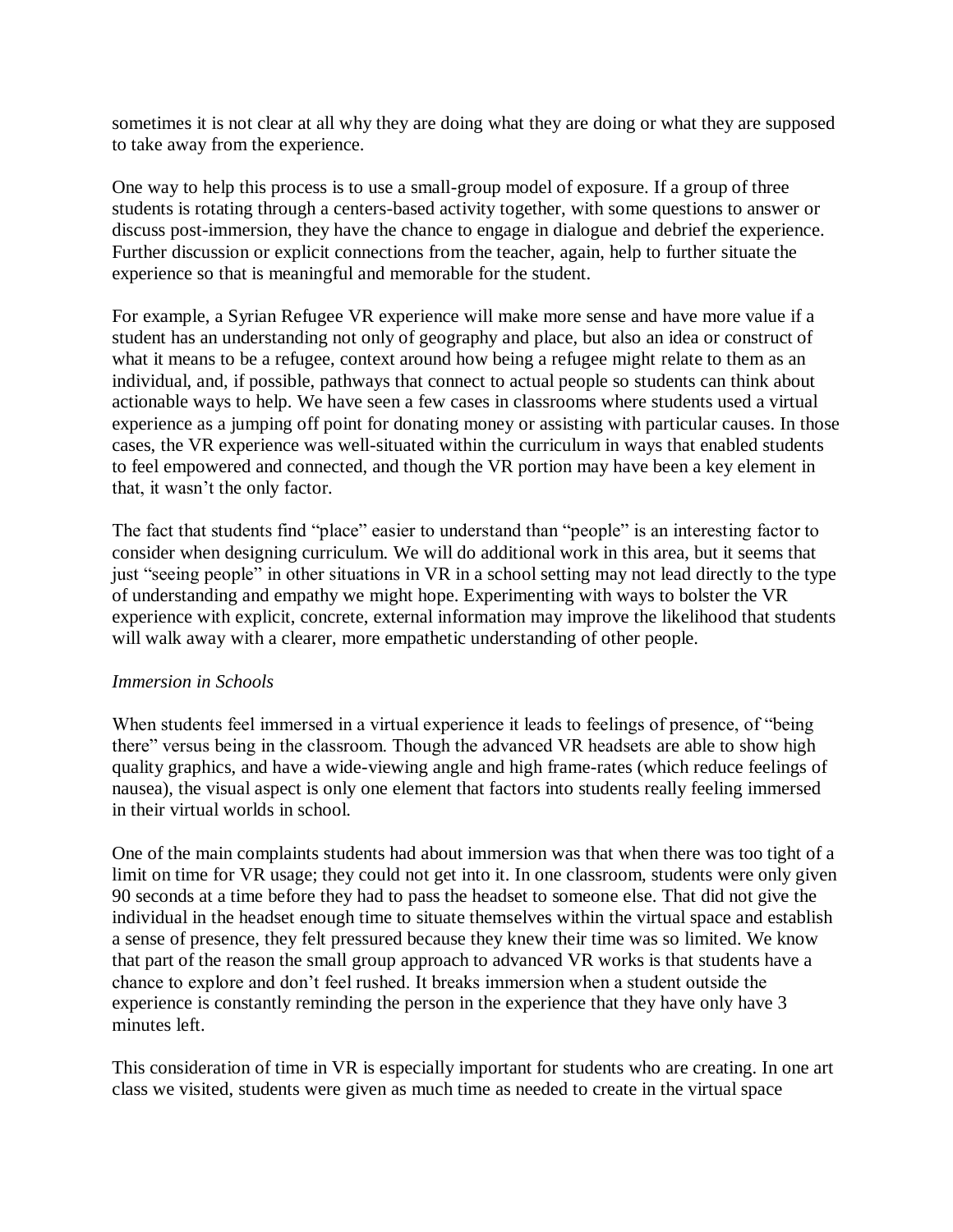sometimes it is not clear at all why they are doing what they are doing or what they are supposed to take away from the experience.

One way to help this process is to use a small-group model of exposure. If a group of three students is rotating through a centers-based activity together, with some questions to answer or discuss post-immersion, they have the chance to engage in dialogue and debrief the experience. Further discussion or explicit connections from the teacher, again, help to further situate the experience so that is meaningful and memorable for the student.

For example, a Syrian Refugee VR experience will make more sense and have more value if a student has an understanding not only of geography and place, but also an idea or construct of what it means to be a refugee, context around how being a refugee might relate to them as an individual, and, if possible, pathways that connect to actual people so students can think about actionable ways to help. We have seen a few cases in classrooms where students used a virtual experience as a jumping off point for donating money or assisting with particular causes. In those cases, the VR experience was well-situated within the curriculum in ways that enabled students to feel empowered and connected, and though the VR portion may have been a key element in that, it wasn't the only factor.

The fact that students find "place" easier to understand than "people" is an interesting factor to consider when designing curriculum. We will do additional work in this area, but it seems that just "seeing people" in other situations in VR in a school setting may not lead directly to the type of understanding and empathy we might hope. Experimenting with ways to bolster the VR experience with explicit, concrete, external information may improve the likelihood that students will walk away with a clearer, more empathetic understanding of other people.

*Immersion in Schools*

When students feel immersed in a virtual experience it leads to feelings of presence, of "being there" versus being in the classroom. Though the advanced VR headsets are able to show high quality graphics, and have a wide-viewing angle and high frame-rates (which reduce feelings of nausea), the visual aspect is only one element that factors into students really feeling immersed in their virtual worlds in school.

One of the main complaints students had about immersion was that when there was too tight of a limit on time for VR usage; they could not get into it. In one classroom, students were only given 90 seconds at a time before they had to pass the headset to someone else. That did not give the individual in the headset enough time to situate themselves within the virtual space and establish a sense of presence, they felt pressured because they knew their time was so limited. We know that part of the reason the small group approach to advanced VR works is that students have a chance to explore and don't feel rushed. It breaks immersion when a student outside the experience is constantly reminding the person in the experience that they have only have 3 minutes left.

This consideration of time in VR is especially important for students who are creating. In one art class we visited, students were given as much time as needed to create in the virtual space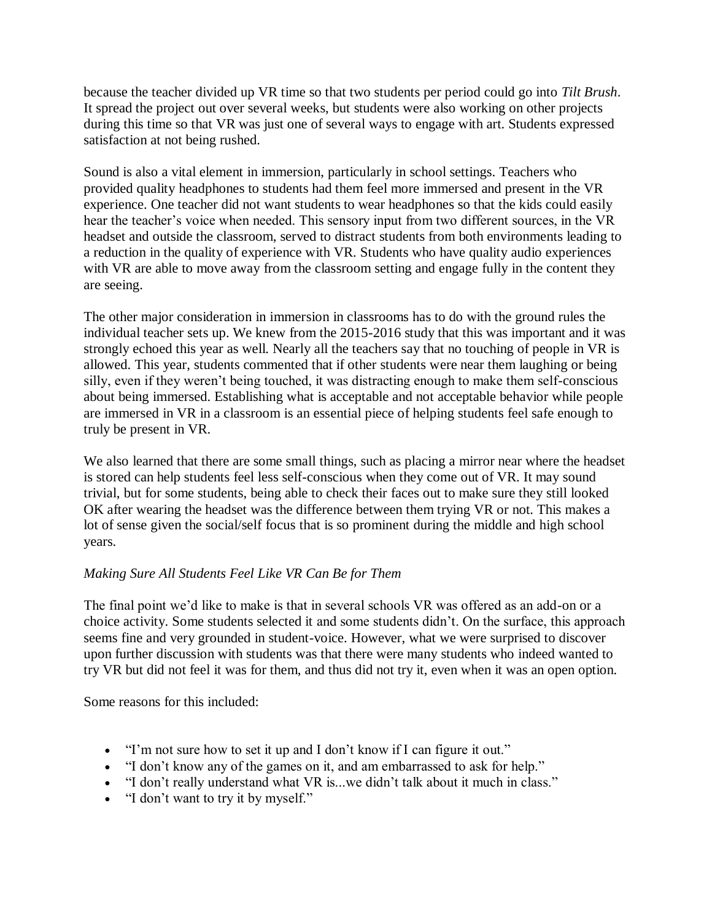because the teacher divided up VR time so that two students per period could go into *Tilt Brush*. It spread the project out over several weeks, but students were also working on other projects during this time so that VR was just one of several ways to engage with art. Students expressed satisfaction at not being rushed.

Sound is also a vital element in immersion, particularly in school settings. Teachers who provided quality headphones to students had them feel more immersed and present in the VR experience. One teacher did not want students to wear headphones so that the kids could easily hear the teacher's voice when needed. This sensory input from two different sources, in the VR headset and outside the classroom, served to distract students from both environments leading to a reduction in the quality of experience with VR. Students who have quality audio experiences with VR are able to move away from the classroom setting and engage fully in the content they are seeing.

The other major consideration in immersion in classrooms has to do with the ground rules the individual teacher sets up. We knew from the 2015-2016 study that this was important and it was strongly echoed this year as well. Nearly all the teachers say that no touching of people in VR is allowed. This year, students commented that if other students were near them laughing or being silly, even if they weren't being touched, it was distracting enough to make them self-conscious about being immersed. Establishing what is acceptable and not acceptable behavior while people are immersed in VR in a classroom is an essential piece of helping students feel safe enough to truly be present in VR.

We also learned that there are some small things, such as placing a mirror near where the headset is stored can help students feel less self-conscious when they come out of VR. It may sound trivial, but for some students, being able to check their faces out to make sure they still looked OK after wearing the headset was the difference between them trying VR or not. This makes a lot of sense given the social/self focus that is so prominent during the middle and high school years.

*Making Sure All Students Feel Like VR Can Be for Them*

The final point we'd like to make is that in several schools VR was offered as an add-on or a choice activity. Some students selected it and some students didn't. On the surface, this approach seems fine and very grounded in student-voice. However, what we were surprised to discover upon further discussion with students was that there were many students who indeed wanted to try VR but did not feel it was for them, and thus did not try it, even when it was an open option.

Some reasons for this included:

- "I'm not sure how to set it up and I don't know if I can figure it out."
- "I don't know any of the games on it, and am embarrassed to ask for help."
- "I don't really understand what VR is...we didn't talk about it much in class."
- "I don't want to try it by myself."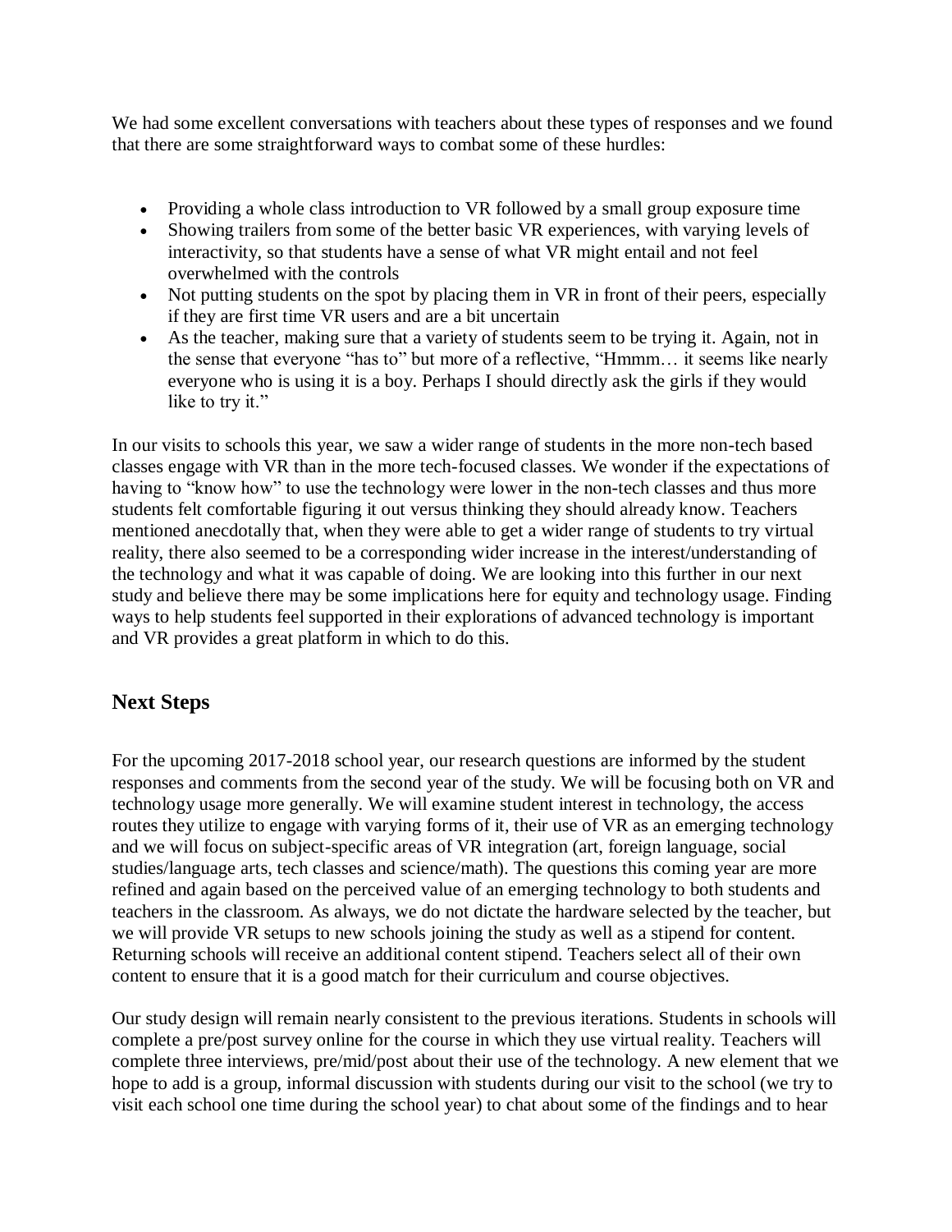We had some excellent conversations with teachers about these types of responses and we found that there are some straightforward ways to combat some of these hurdles:

- Providing a whole class introduction to VR followed by a small group exposure time
- Showing trailers from some of the better basic VR experiences, with varying levels of interactivity, so that students have a sense of what VR might entail and not feel overwhelmed with the controls
- Not putting students on the spot by placing them in VR in front of their peers, especially if they are first time VR users and are a bit uncertain
- As the teacher, making sure that a variety of students seem to be trying it. Again, not in the sense that everyone "has to" but more of a reflective, "Hmmm… it seems like nearly everyone who is using it is a boy. Perhaps I should directly ask the girls if they would like to try it."

In our visits to schools this year, we saw a wider range of students in the more non-tech based classes engage with VR than in the more tech-focused classes. We wonder if the expectations of having to "know how" to use the technology were lower in the non-tech classes and thus more students felt comfortable figuring it out versus thinking they should already know. Teachers mentioned anecdotally that, when they were able to get a wider range of students to try virtual reality, there also seemed to be a corresponding wider increase in the interest/understanding of the technology and what it was capable of doing. We are looking into this further in our next study and believe there may be some implications here for equity and technology usage. Finding ways to help students feel supported in their explorations of advanced technology is important and VR provides a great platform in which to do this.

## Next Steps

For the upcoming 2017-2018 school year, our research questions are informed by the student responses and comments from the second year of the study. We will be focusing both on VR and technology usage more generally. We will examine student interest in technology, the access routes they utilize to engage with varying forms of it, their use of VR as an emerging technology and we will focus on subject-specific areas of VR integration (art, foreign language, social studies/language arts, tech classes and science/math). The questions this coming year are more refined and again based on the perceived value of an emerging technology to both students and teachers in the classroom. As always, we do not dictate the hardware selected by the teacher, but we will provide VR setups to new schools joining the study as well as a stipend for content. Returning schools will receive an additional content stipend. Teachers select all of their own content to ensure that it is a good match for their curriculum and course objectives.

Our study design will remain nearly consistent to the previous iterations. Students in schools will complete a pre/post survey online for the course in which they use virtual reality. Teachers will complete three interviews, pre/mid/post about their use of the technology. A new element that we hope to add is a group, informal discussion with students during our visit to the school (we try to visit each school one time during the school year) to chat about some of the findings and to hear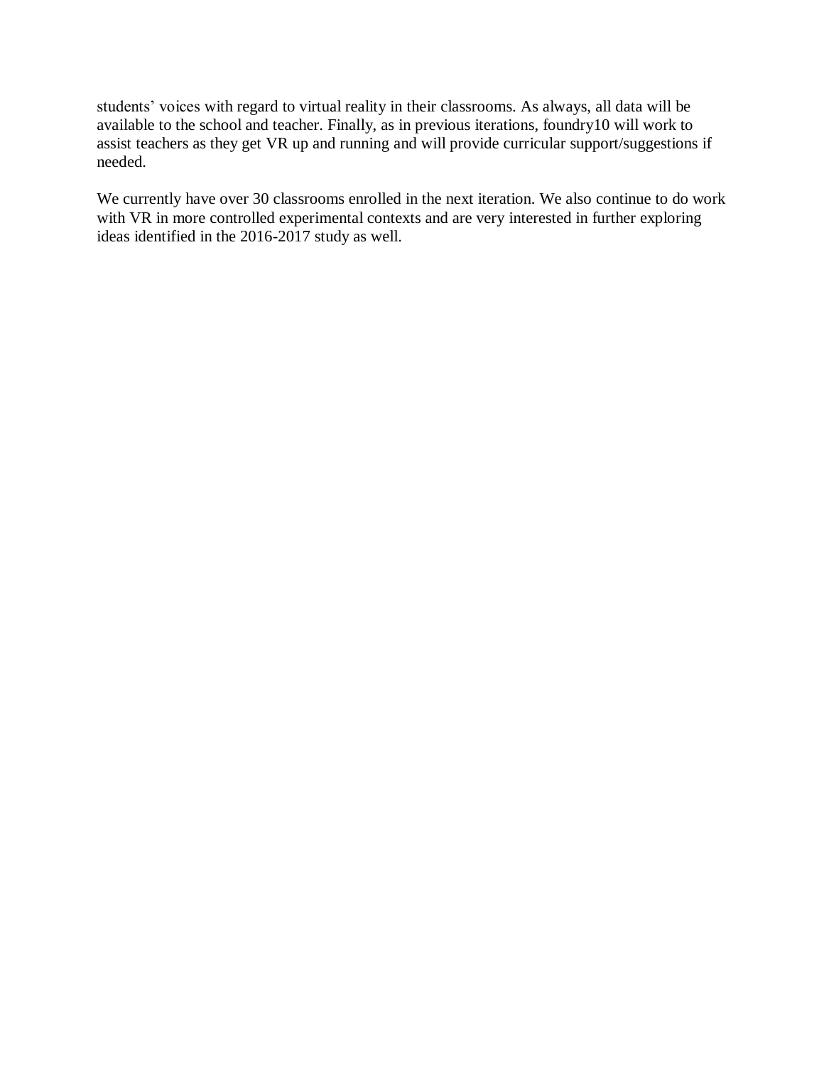students’ voices with regard to virtual reality in their classrooms. As always, all data will be available to the school and teacher. Finally, as in previous iterations, foundry10 will work to assist teachers as they get VR up and running and will provide curricular support/suggestions if needed.

We currently have over 30 classrooms enrolled in the next iteration. We also continue to do work with VR in more controlled experimental contexts and are very interested in further exploring ideas identified in the 2016-2017 study as well.